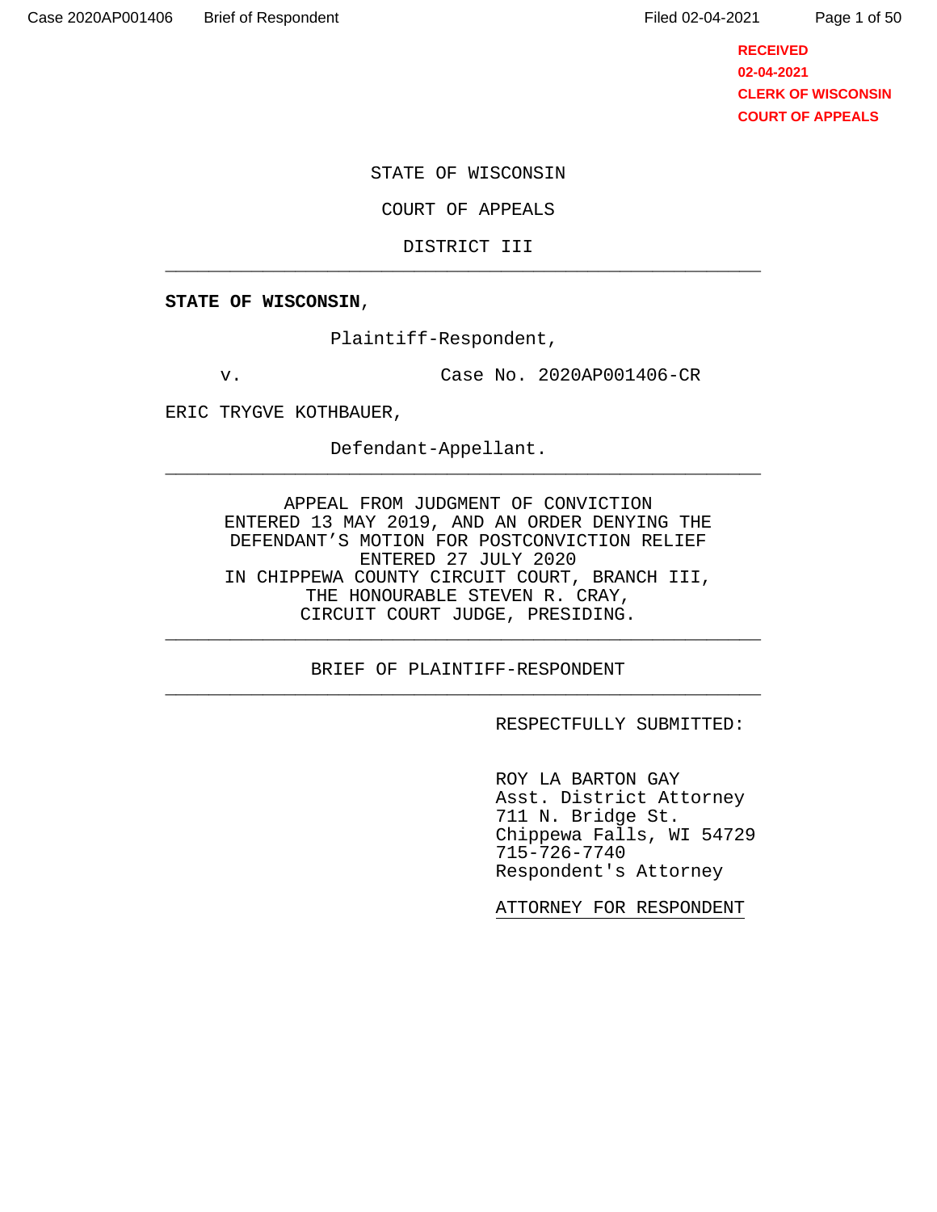STATE OF WISCONSIN

COURT OF APPEALS

DISTRICT III

---

**STATE OF WISCONSIN**,

Plaintiff-Respondent,

v. Case No. 2020AP001406-CR

ERIC TRYGVE KOTHBAUER,

Defendant-Appellant.

---

APPEAL FROM JUDGMENT OF CONVICTION ENTERED 13 MAY 2019, AND AN ORDER DENYING THE DEFENDANT'S MOTION FOR POSTCONVICTION RELIEF ENTERED 27 JULY 2020 IN CHIPPEWA COUNTY CIRCUIT COURT, BRANCH III, THE HONOURABLE STEVEN R. CRAY, CIRCUIT COURT JUDGE, PRESIDING.

---

BRIEF OF PLAINTIFF-RESPONDENT

---

RESPECTFULLY SUBMITTED:

ROY LA BARTON GAY
Asst. District Attorney
711 N. Bridge St.
Chippewa Falls, WI 54729
715-726-7740
Respondent's Attorney

ATTORNEY FOR RESPONDENT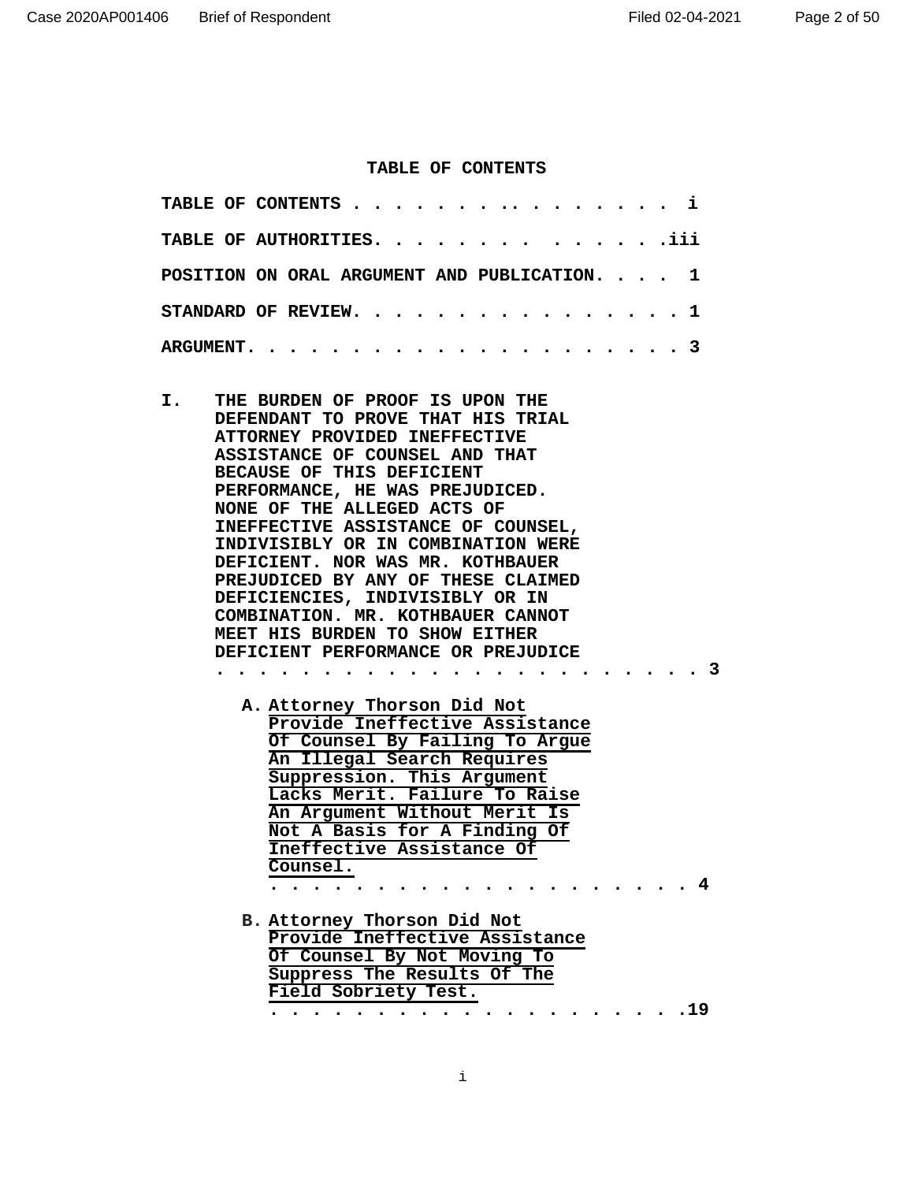# TABLE OF CONTENTS

**TABLE OF CONTENTS . . . . . . . . . . . . . . . . i**

**TABLE OF AUTHORITIES. . . . . . . . . . . . . . .iii**

**POSITION ON ORAL ARGUMENT AND PUBLICATION. . . . 1**

**STANDARD OF REVIEW. . . . . . . . . . . . . . . 1**

**ARGUMENT. . . . . . . . . . . . . . . . . . . . . 3**

**I. THE BURDEN OF PROOF IS UPON THE DEFENDANT TO PROVE THAT HIS TRIAL ATTORNEY PROVIDED INEFFECTIVE ASSISTANCE OF COUNSEL AND THAT BECAUSE OF THIS DEFICIENT PERFORMANCE, HE WAS PREJUDICED. NONE OF THE ALLEGED ACTS OF INEFFECTIVE ASSISTANCE OF COUNSEL, INDIVISIBLY OR IN COMBINATION WERE DEFICIENT. NOR WAS MR. KOTHBAUER PREJUDICED BY ANY OF THESE CLAIMED DEFICIENCIES, INDIVISIBLY OR IN COMBINATION. MR. KOTHBAUER CANNOT MEET HIS BURDEN TO SHOW EITHER DEFICIENT PERFORMANCE OR PREJUDICE . . . . . . . . . . . . . . . . . . . . . . . . 3**

**A. <u>Attorney Thorson Did Not Provide Ineffective Assistance Of Counsel By Failing To Argue An Illegal Search Requires Suppression. This Argument Lacks Merit. Failure To Raise An Argument Without Merit Is Not A Basis for A Finding Of Ineffective Assistance Of Counsel.</u> . . . . . . . . . . . . . . . . . . . . . 4**

**B. <u>Attorney Thorson Did Not Provide Ineffective Assistance Of Counsel By Not Moving To Suppress The Results Of The Field Sobriety Test.</u> . . . . . . . . . . . . . . . . . . . .19**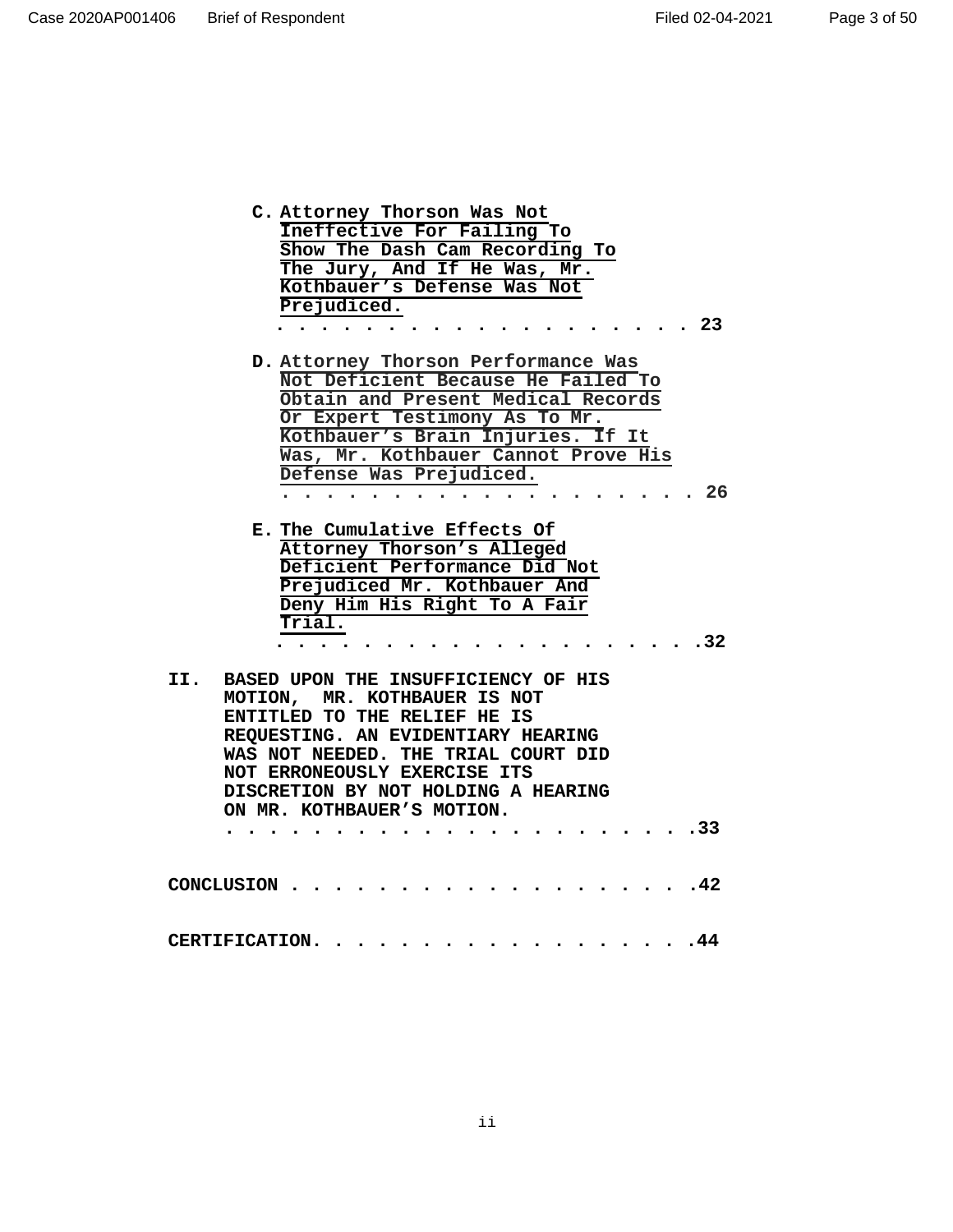**C. Attorney Thorson Was Not Ineffective For Failing To Show The Dash Cam Recording To The Jury, And If He Was, Mr. Kothbauer's Defense Was Not Prejudiced.** . . . . . . . . . . . . . . . . . . . 23

**D. Attorney Thorson Performance Was Not Deficient Because He Failed To Obtain and Present Medical Records Or Expert Testimony As To Mr. Kothbauer's Brain Injuries. If It Was, Mr. Kothbauer Cannot Prove His Defense Was Prejudiced.** . . . . . . . . . . . . . . . . . . . 26

**E. The Cumulative Effects Of Attorney Thorson's Alleged Deficient Performance Did Not Prejudiced Mr. Kothbauer And Deny Him His Right To A Fair Trial.** . . . . . . . . . . . . . . . . . . . .32

**II. BASED UPON THE INSUFFICIENCY OF HIS MOTION, MR. KOTHBAUER IS NOT ENTITLED TO THE RELIEF HE IS REQUESTING. AN EVIDENTIARY HEARING WAS NOT NEEDED. THE TRIAL COURT DID NOT ERRONEOUSLY EXERCISE ITS DISCRETION BY NOT HOLDING A HEARING ON MR. KOTHBAUER'S MOTION.** . . . . . . . . . . . . . . . . . . . . . .33

**CONCLUSION** . . . . . . . . . . . . . . . . . . . .42

**CERTIFICATION**. . . . . . . . . . . . . . . . . . .44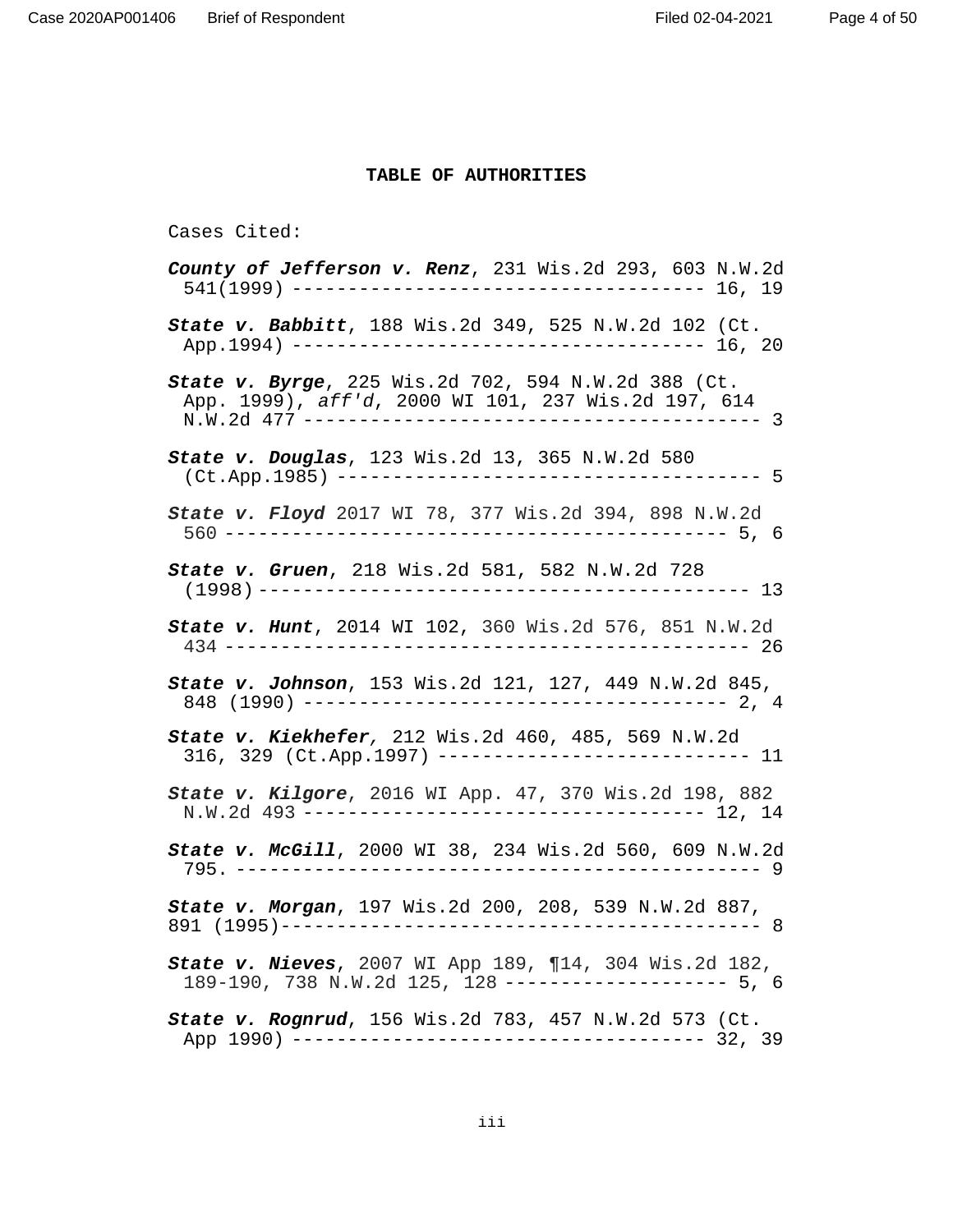## TABLE OF AUTHORITIES

Cases Cited:

***County of Jefferson v. Renz***, 231 Wis.2d 293, 603 N.W.2d 541(1999) ---------------------------------------- 16, 19

***State v. Babbitt***, 188 Wis.2d 349, 525 N.W.2d 102 (Ct. App.1994) ---------------------------------------- 16, 20

***State v. Byrge***, 225 Wis.2d 702, 594 N.W.2d 388 (Ct. App. 1999), *aff'd*, 2000 WI 101, 237 Wis.2d 197, 614 N.W.2d 477 ---------------------------------------- 3

***State v. Douglas***, 123 Wis.2d 13, 365 N.W.2d 580 (Ct.App.1985) ---------------------------------------- 5

***State v. Floyd*** 2017 WI 78, 377 Wis.2d 394, 898 N.W.2d 560 ---------------------------------------- 5, 6

***State v. Gruen***, 218 Wis.2d 581, 582 N.W.2d 728 (1998) ---------------------------------------- 13

***State v. Hunt***, 2014 WI 102, 360 Wis.2d 576, 851 N.W.2d 434 ---------------------------------------- 26

***State v. Johnson***, 153 Wis.2d 121, 127, 449 N.W.2d 845, 848 (1990) ---------------------------------------- 2, 4

***State v. Kiekhefer***, 212 Wis.2d 460, 485, 569 N.W.2d 316, 329 (Ct.App.1997) ---------------------------------------- 11

***State v. Kilgore***, 2016 WI App. 47, 370 Wis.2d 198, 882 N.W.2d 493 ---------------------------------------- 12, 14

***State v. McGill***, 2000 WI 38, 234 Wis.2d 560, 609 N.W.2d 795. ---------------------------------------- 9

***State v. Morgan***, 197 Wis.2d 200, 208, 539 N.W.2d 887, 891 (1995)---------------------------------------- 8

***State v. Nieves***, 2007 WI App 189, ¶14, 304 Wis.2d 182, 189-190, 738 N.W.2d 125, 128 ---------------------------------------- 5, 6

***State v. Rognrud***, 156 Wis.2d 783, 457 N.W.2d 573 (Ct. App 1990) ---------------------------------------- 32, 39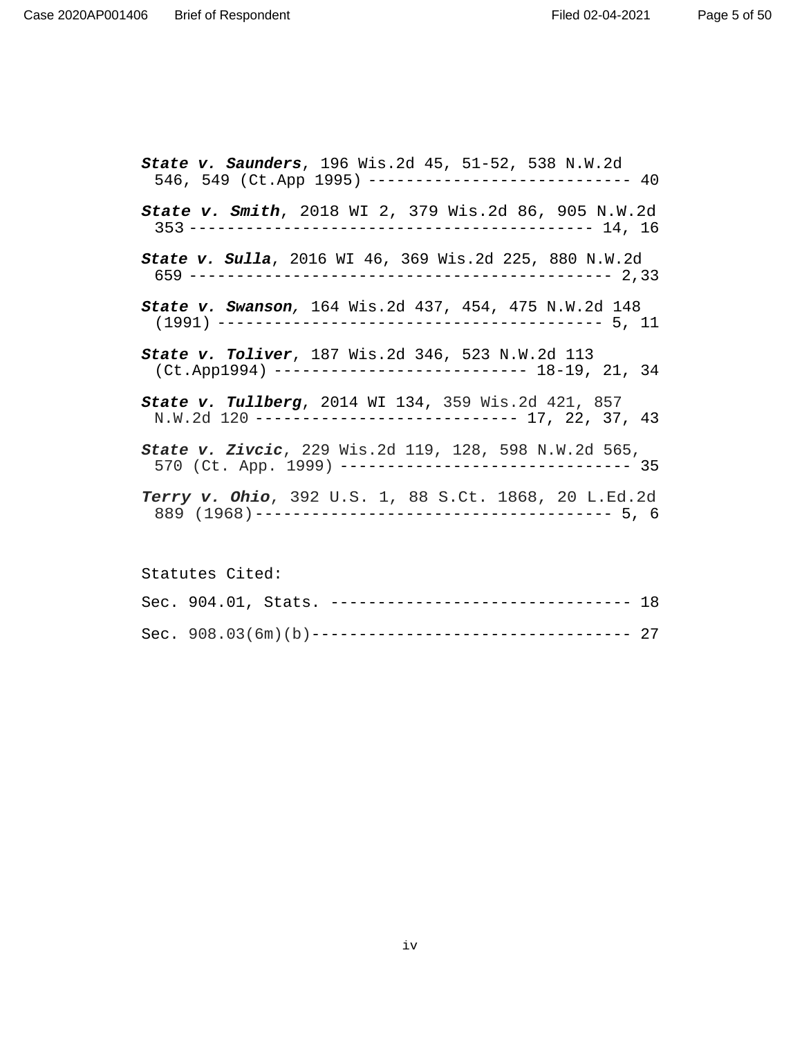***State v. Saunders***, 196 Wis.2d 45, 51-52, 538 N.W.2d 546, 549 (Ct.App 1995) ---------------------------- 40

***State v. Smith***, 2018 WI 2, 379 Wis.2d 86, 905 N.W.2d 353 ------------------------------------------ 14, 16

***State v. Sulla***, 2016 WI 46, 369 Wis.2d 225, 880 N.W.2d 659 --------------------------------------------- 2,33

***State v. Swanson***, 164 Wis.2d 437, 454, 475 N.W.2d 148 (1991) ----------------------------------------- 5, 11

***State v. Toliver***, 187 Wis.2d 346, 523 N.W.2d 113 (Ct.App1994) -------------------------- 18-19, 21, 34

***State v. Tullberg***, 2014 WI 134, 359 Wis.2d 421, 857 N.W.2d 120 --------------------------- 17, 22, 37, 43

***State v. Zivcic***, 229 Wis.2d 119, 128, 598 N.W.2d 565, 570 (Ct. App. 1999) ------------------------------ 35

***Terry v. Ohio***, 392 U.S. 1, 88 S.Ct. 1868, 20 L.Ed.2d 889 (1968)------------------------------------- 5, 6

Statutes Cited:

Sec. 904.01, Stats. -------------------------------- 18

Sec. 908.03(6m)(b)---------------------------------- 27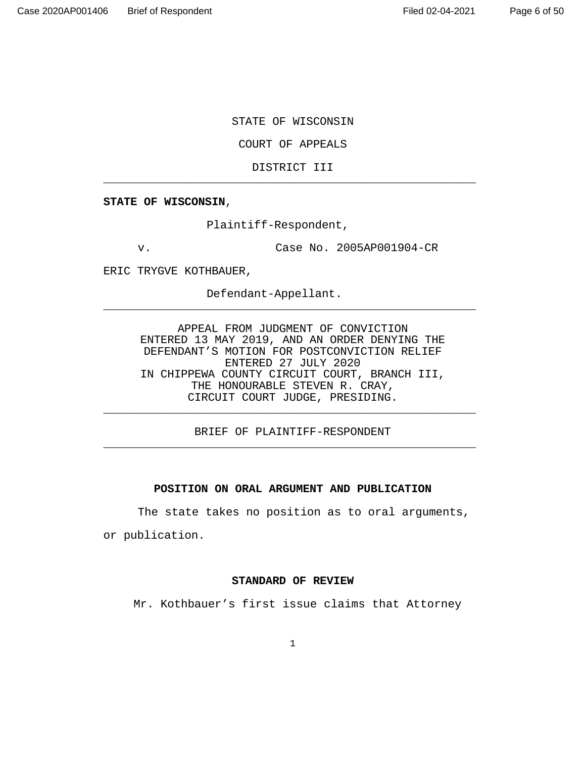STATE OF WISCONSIN

COURT OF APPEALS

DISTRICT III

---

**STATE OF WISCONSIN**,

Plaintiff-Respondent,

v. Case No. 2005AP001904-CR

ERIC TRYGVE KOTHBAUER,

Defendant-Appellant.

---

APPEAL FROM JUDGMENT OF CONVICTION
ENTERED 13 MAY 2019, AND AN ORDER DENYING THE
DEFENDANT'S MOTION FOR POSTCONVICTION RELIEF
ENTERED 27 JULY 2020
IN CHIPPEWA COUNTY CIRCUIT COURT, BRANCH III,
THE HONOURABLE STEVEN R. CRAY,
CIRCUIT COURT JUDGE, PRESIDING.

---

BRIEF OF PLAINTIFF-RESPONDENT

---

**POSITION ON ORAL ARGUMENT AND PUBLICATION**

The state takes no position as to oral arguments, or publication.

**STANDARD OF REVIEW**

Mr. Kothbauer's first issue claims that Attorney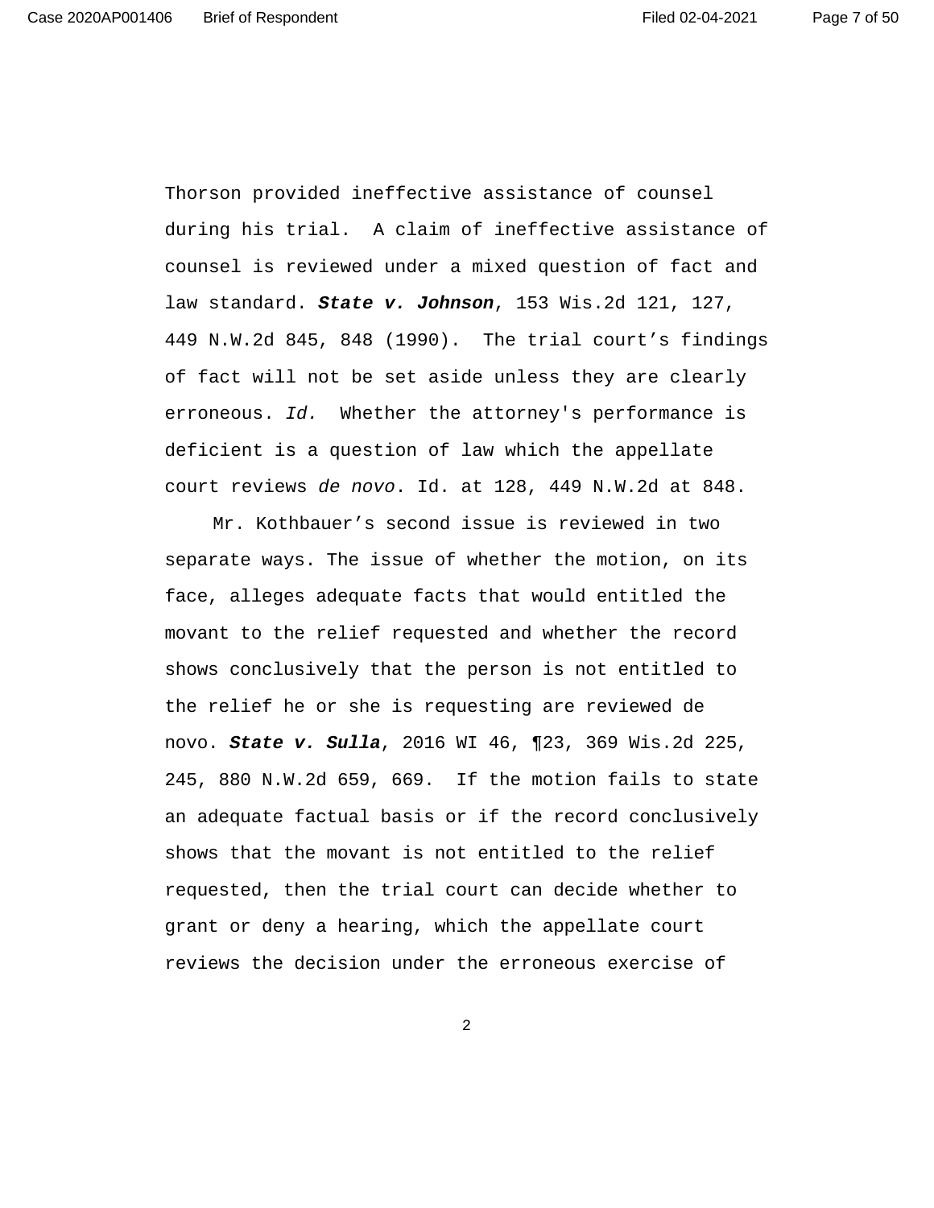Thorson provided ineffective assistance of counsel during his trial. A claim of ineffective assistance of counsel is reviewed under a mixed question of fact and law standard. ***State v. Johnson***, 153 Wis.2d 121, 127, 449 N.W.2d 845, 848 (1990). The trial court's findings of fact will not be set aside unless they are clearly erroneous. *Id.* Whether the attorney's performance is deficient is a question of law which the appellate court reviews *de novo*. Id. at 128, 449 N.W.2d at 848.

Mr. Kothbauer's second issue is reviewed in two separate ways. The issue of whether the motion, on its face, alleges adequate facts that would entitled the movant to the relief requested and whether the record shows conclusively that the person is not entitled to the relief he or she is requesting are reviewed de novo. ***State v. Sulla***, 2016 WI 46, ¶23, 369 Wis.2d 225, 245, 880 N.W.2d 659, 669. If the motion fails to state an adequate factual basis or if the record conclusively shows that the movant is not entitled to the relief requested, then the trial court can decide whether to grant or deny a hearing, which the appellate court reviews the decision under the erroneous exercise of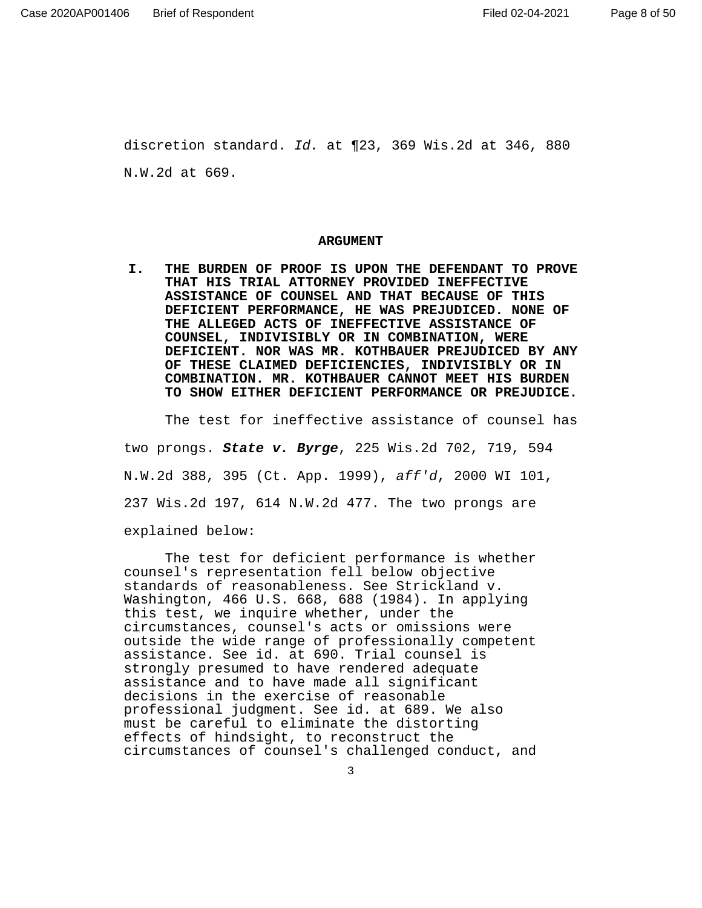discretion standard. *Id.* at ¶23, 369 Wis.2d at 346, 880 N.W.2d at 669.

## ARGUMENT

### I. THE BURDEN OF PROOF IS UPON THE DEFENDANT TO PROVE THAT HIS TRIAL ATTORNEY PROVIDED INEFFECTIVE ASSISTANCE OF COUNSEL AND THAT BECAUSE OF THIS DEFICIENT PERFORMANCE, HE WAS PREJUDICED. NONE OF THE ALLEGED ACTS OF INEFFECTIVE ASSISTANCE OF COUNSEL, INDIVISIBLY OR IN COMBINATION, WERE DEFICIENT. NOR WAS MR. KOTHBAUER PREJUDICED BY ANY OF THESE CLAIMED DEFICIENCIES, INDIVISIBLY OR IN COMBINATION. MR. KOTHBAUER CANNOT MEET HIS BURDEN TO SHOW EITHER DEFICIENT PERFORMANCE OR PREJUDICE.

The test for ineffective assistance of counsel has two prongs. ***State v. Byrge***, 225 Wis.2d 702, 719, 594 N.W.2d 388, 395 (Ct. App. 1999), *aff'd*, 2000 WI 101, 237 Wis.2d 197, 614 N.W.2d 477. The two prongs are explained below:

> The test for deficient performance is whether counsel's representation fell below objective standards of reasonableness. See Strickland v. Washington, 466 U.S. 668, 688 (1984). In applying this test, we inquire whether, under the circumstances, counsel's acts or omissions were outside the wide range of professionally competent assistance. See id. at 690. Trial counsel is strongly presumed to have rendered adequate assistance and to have made all significant decisions in the exercise of reasonable professional judgment. See id. at 689. We also must be careful to eliminate the distorting effects of hindsight, to reconstruct the circumstances of counsel's challenged conduct, and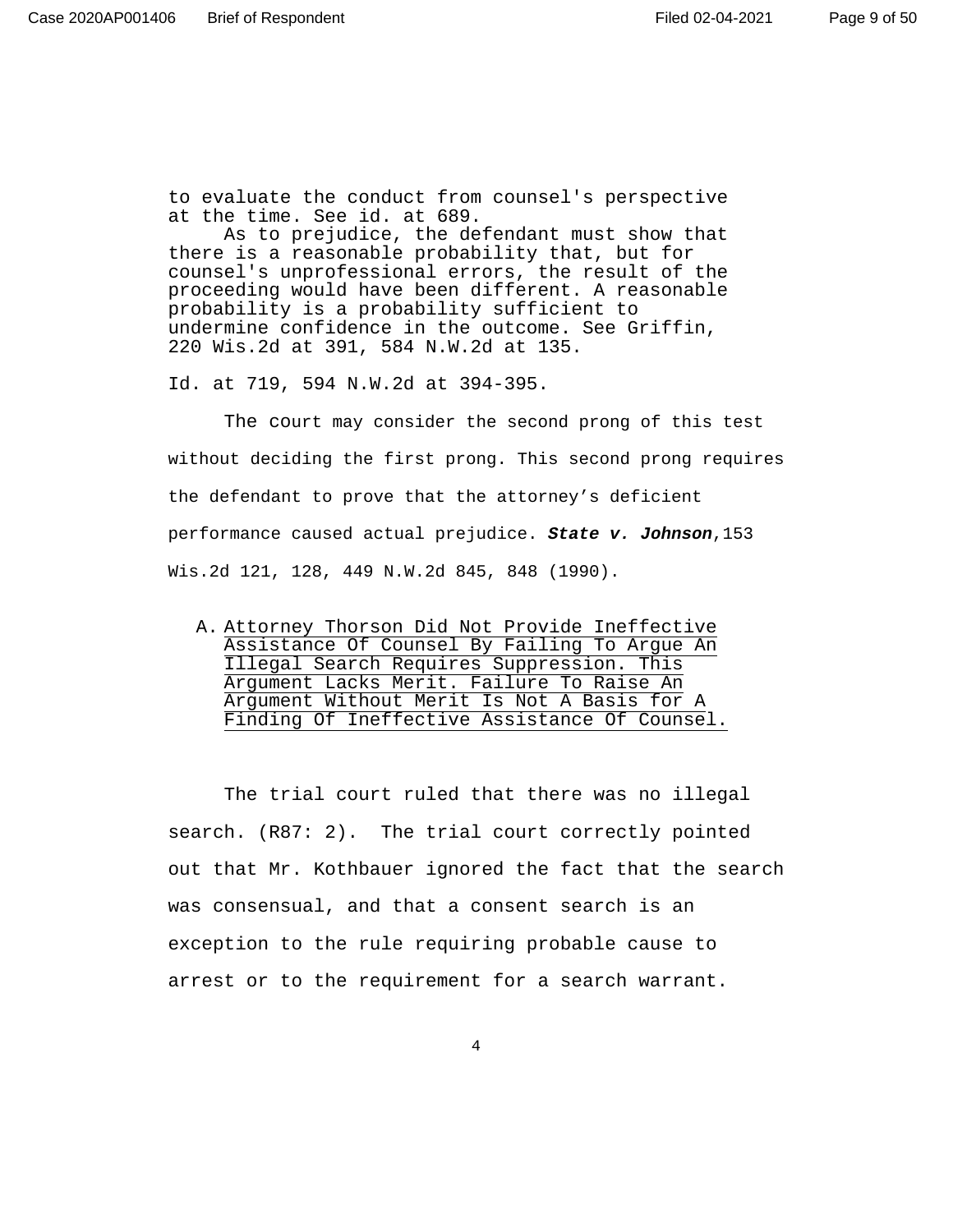to evaluate the conduct from counsel's perspective at the time. See id. at 689.

As to prejudice, the defendant must show that there is a reasonable probability that, but for counsel's unprofessional errors, the result of the proceeding would have been different. A reasonable probability is a probability sufficient to undermine confidence in the outcome. See Griffin, 220 Wis.2d at 391, 584 N.W.2d at 135.

Id. at 719, 594 N.W.2d at 394-395.

The court may consider the second prong of this test without deciding the first prong. This second prong requires the defendant to prove that the attorney's deficient performance caused actual prejudice. ***State v. Johnson***,153 Wis.2d 121, 128, 449 N.W.2d 845, 848 (1990).

A. Attorney Thorson Did Not Provide Ineffective Assistance Of Counsel By Failing To Argue An Illegal Search Requires Suppression. This Argument Lacks Merit. Failure To Raise An Argument Without Merit Is Not A Basis for A Finding Of Ineffective Assistance Of Counsel.

The trial court ruled that there was no illegal search. (R87: 2). The trial court correctly pointed out that Mr. Kothbauer ignored the fact that the search was consensual, and that a consent search is an exception to the rule requiring probable cause to arrest or to the requirement for a search warrant.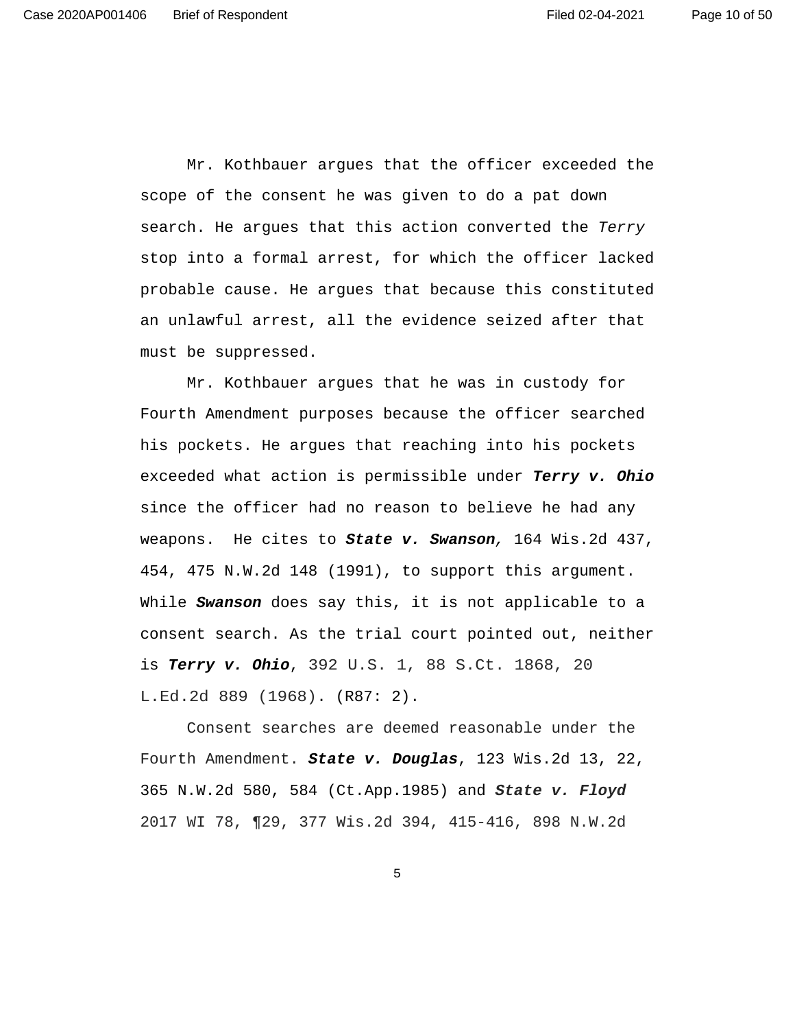Mr. Kothbauer argues that the officer exceeded the scope of the consent he was given to do a pat down search. He argues that this action converted the *Terry* stop into a formal arrest, for which the officer lacked probable cause. He argues that because this constituted an unlawful arrest, all the evidence seized after that must be suppressed.

Mr. Kothbauer argues that he was in custody for Fourth Amendment purposes because the officer searched his pockets. He argues that reaching into his pockets exceeded what action is permissible under ***Terry v. Ohio*** since the officer had no reason to believe he had any weapons. He cites to ***State v. Swanson,*** 164 Wis.2d 437, 454, 475 N.W.2d 148 (1991), to support this argument. While ***Swanson*** does say this, it is not applicable to a consent search. As the trial court pointed out, neither is ***Terry v. Ohio***, 392 U.S. 1, 88 S.Ct. 1868, 20 L.Ed.2d 889 (1968). (R87: 2).

Consent searches are deemed reasonable under the Fourth Amendment. ***State v. Douglas***, 123 Wis.2d 13, 22, 365 N.W.2d 580, 584 (Ct.App.1985) and ***State v. Floyd*** 2017 WI 78, ¶29, 377 Wis.2d 394, 415-416, 898 N.W.2d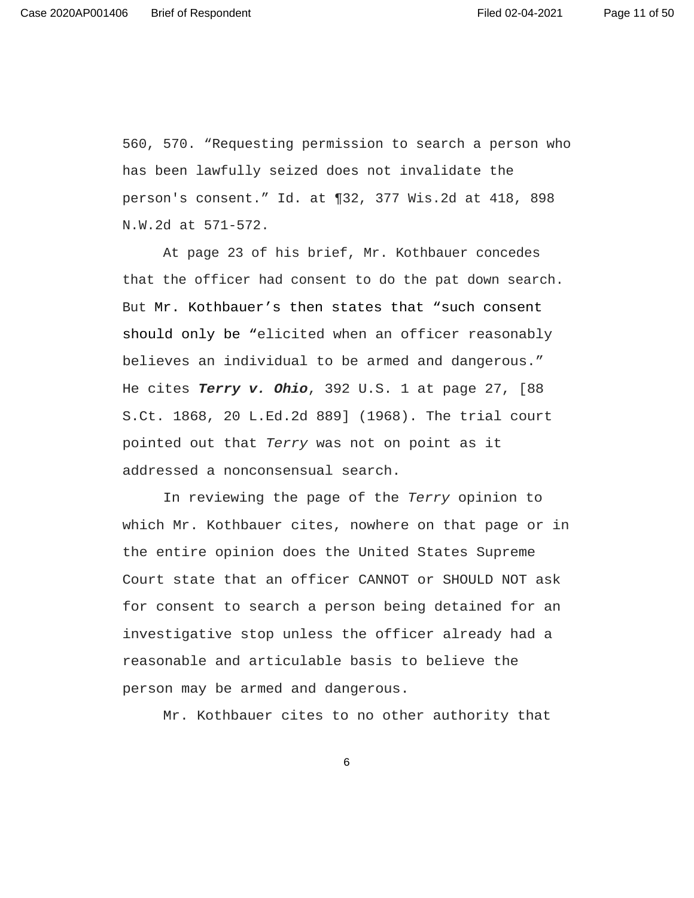560, 570. “Requesting permission to search a person who has been lawfully seized does not invalidate the person's consent.” Id. at ¶32, 377 Wis.2d at 418, 898 N.W.2d at 571-572.

At page 23 of his brief, Mr. Kothbauer concedes that the officer had consent to do the pat down search. But Mr. Kothbauer’s then states that “such consent should only be “elicited when an officer reasonably believes an individual to be armed and dangerous.” He cites ***Terry v. Ohio***, 392 U.S. 1 at page 27, [88 S.Ct. 1868, 20 L.Ed.2d 889] (1968). The trial court pointed out that *Terry* was not on point as it addressed a nonconsensual search.

In reviewing the page of the *Terry* opinion to which Mr. Kothbauer cites, nowhere on that page or in the entire opinion does the United States Supreme Court state that an officer CANNOT or SHOULD NOT ask for consent to search a person being detained for an investigative stop unless the officer already had a reasonable and articulable basis to believe the person may be armed and dangerous.

Mr. Kothbauer cites to no other authority that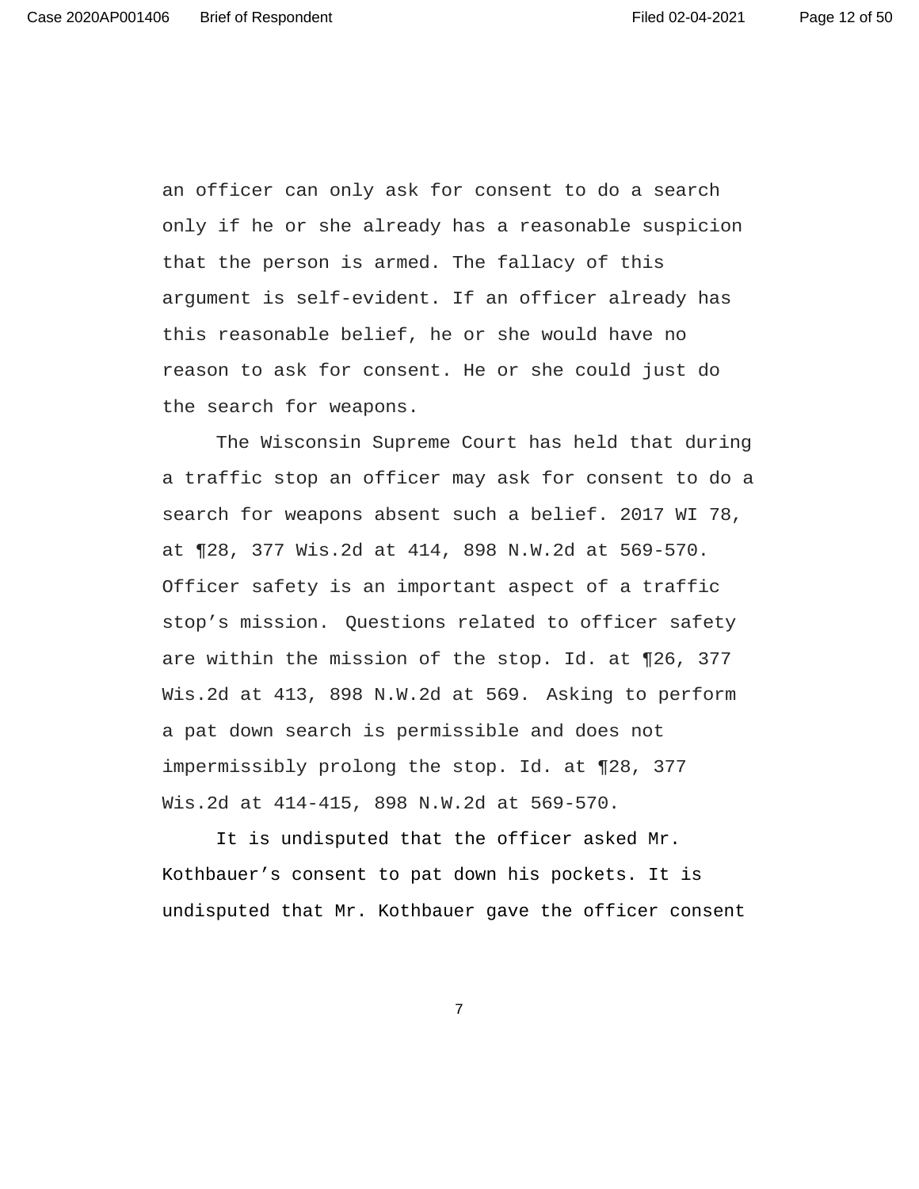an officer can only ask for consent to do a search only if he or she already has a reasonable suspicion that the person is armed. The fallacy of this argument is self-evident. If an officer already has this reasonable belief, he or she would have no reason to ask for consent. He or she could just do the search for weapons.

The Wisconsin Supreme Court has held that during a traffic stop an officer may ask for consent to do a search for weapons absent such a belief. 2017 WI 78, at ¶28, 377 Wis.2d at 414, 898 N.W.2d at 569-570. Officer safety is an important aspect of a traffic stop's mission. Questions related to officer safety are within the mission of the stop. Id. at ¶26, 377 Wis.2d at 413, 898 N.W.2d at 569. Asking to perform a pat down search is permissible and does not impermissibly prolong the stop. Id. at ¶28, 377 Wis.2d at 414-415, 898 N.W.2d at 569-570.

It is undisputed that the officer asked Mr. Kothbauer's consent to pat down his pockets. It is undisputed that Mr. Kothbauer gave the officer consent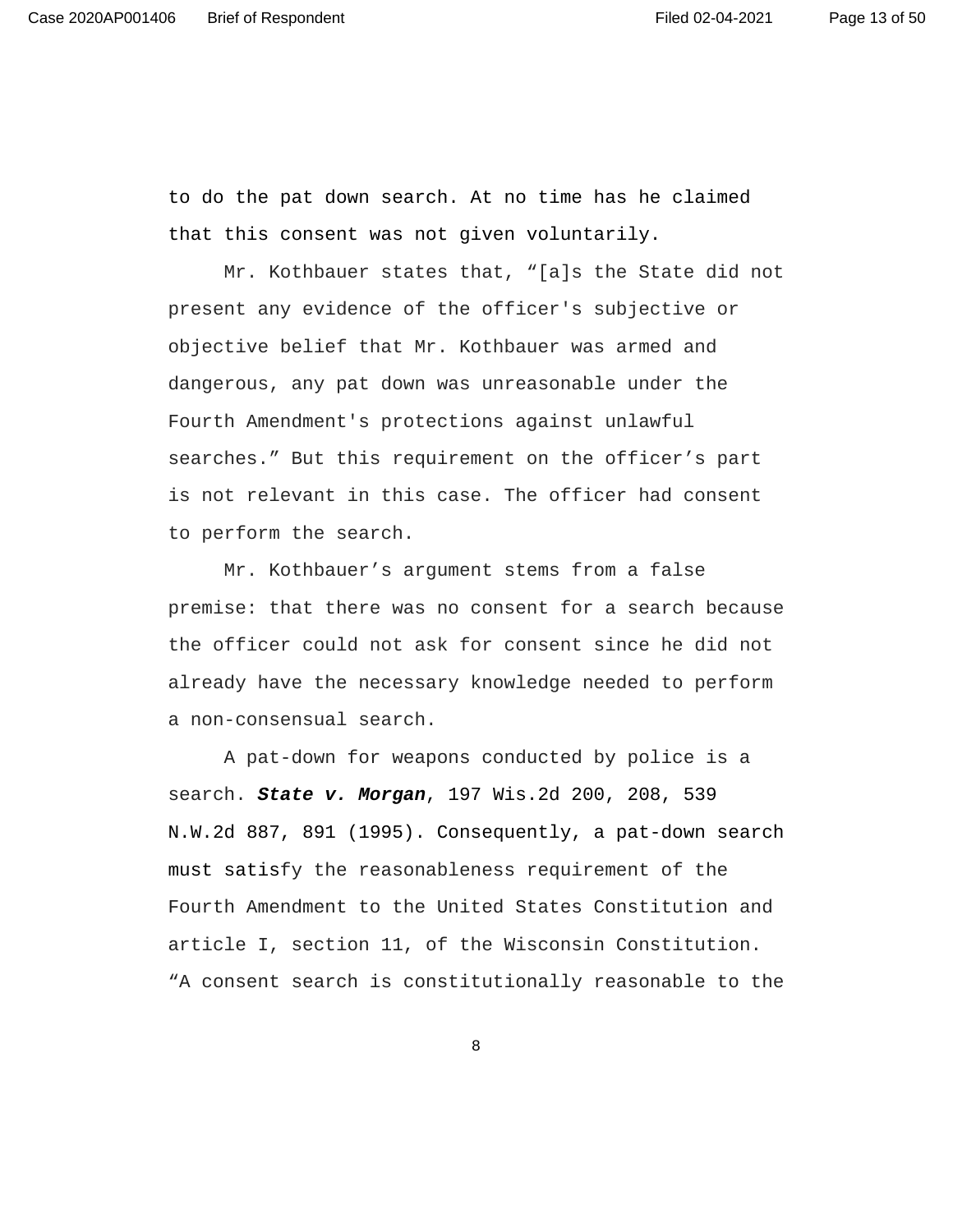to do the pat down search. At no time has he claimed that this consent was not given voluntarily.

Mr. Kothbauer states that, “[a]s the State did not present any evidence of the officer's subjective or objective belief that Mr. Kothbauer was armed and dangerous, any pat down was unreasonable under the Fourth Amendment's protections against unlawful searches.” But this requirement on the officer’s part is not relevant in this case. The officer had consent to perform the search.

Mr. Kothbauer’s argument stems from a false premise: that there was no consent for a search because the officer could not ask for consent since he did not already have the necessary knowledge needed to perform a non-consensual search.

A pat-down for weapons conducted by police is a search. ***State v. Morgan***, 197 Wis.2d 200, 208, 539 N.W.2d 887, 891 (1995). Consequently, a pat-down search must satisfy the reasonableness requirement of the Fourth Amendment to the United States Constitution and article I, section 11, of the Wisconsin Constitution. “A consent search is constitutionally reasonable to the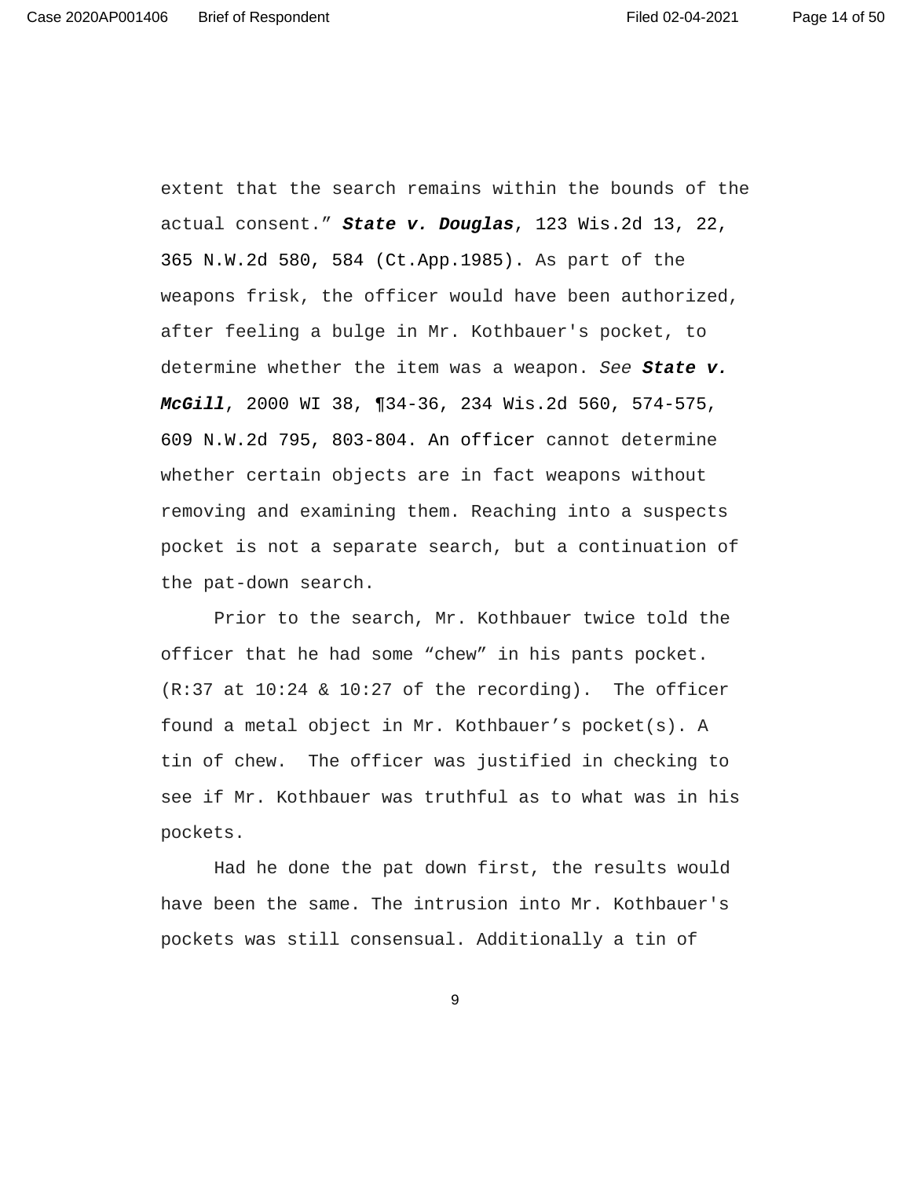extent that the search remains within the bounds of the actual consent." ***State v. Douglas***, 123 Wis.2d 13, 22, 365 N.W.2d 580, 584 (Ct.App.1985). As part of the weapons frisk, the officer would have been authorized, after feeling a bulge in Mr. Kothbauer's pocket, to determine whether the item was a weapon. *See* ***State v. McGill***, 2000 WI 38, ¶34-36, 234 Wis.2d 560, 574-575, 609 N.W.2d 795, 803-804. An officer cannot determine whether certain objects are in fact weapons without removing and examining them. Reaching into a suspects pocket is not a separate search, but a continuation of the pat-down search.

Prior to the search, Mr. Kothbauer twice told the officer that he had some "chew" in his pants pocket. (R:37 at 10:24 & 10:27 of the recording). The officer found a metal object in Mr. Kothbauer's pocket(s). A tin of chew. The officer was justified in checking to see if Mr. Kothbauer was truthful as to what was in his pockets.

Had he done the pat down first, the results would have been the same. The intrusion into Mr. Kothbauer's pockets was still consensual. Additionally a tin of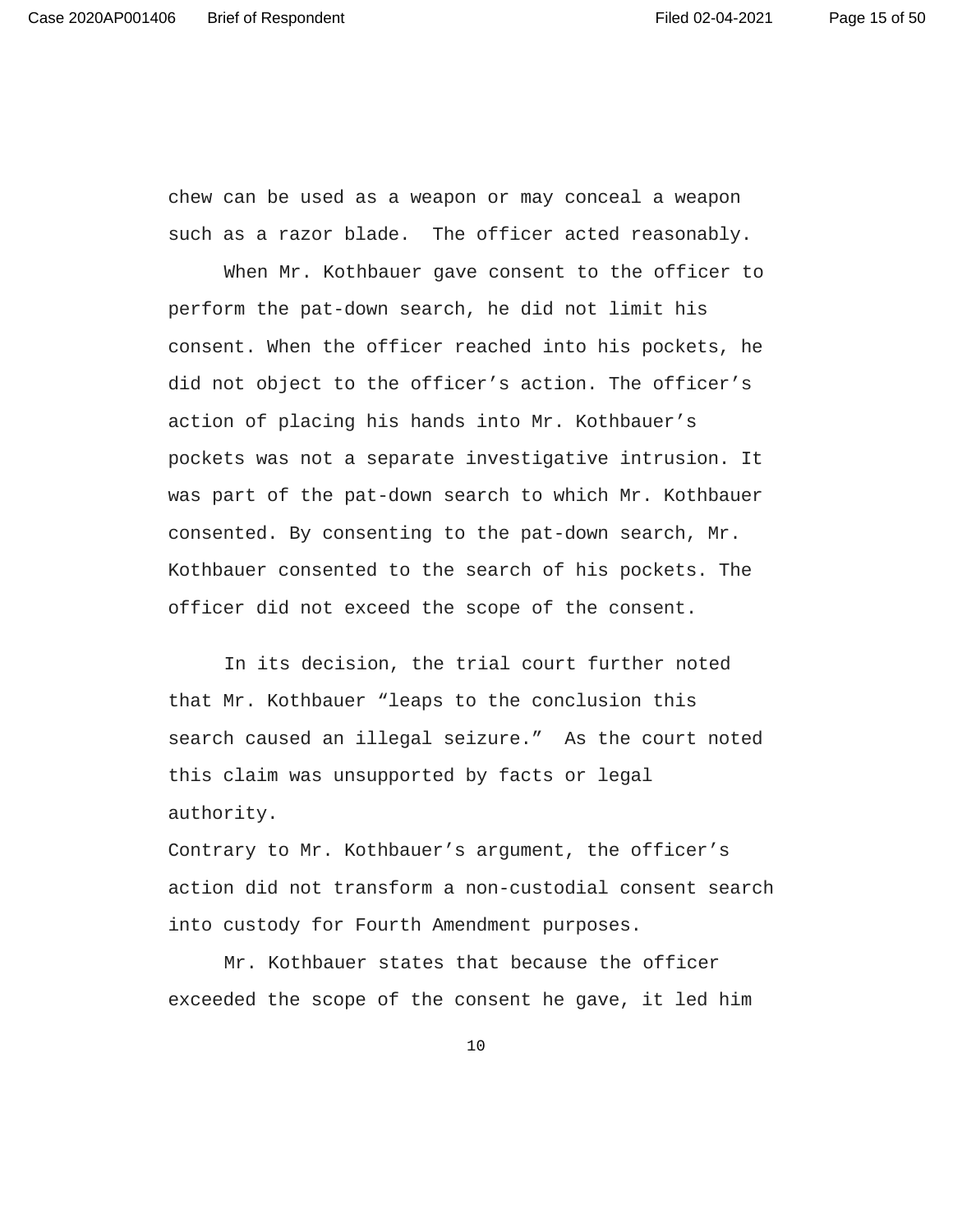chew can be used as a weapon or may conceal a weapon such as a razor blade. The officer acted reasonably.

When Mr. Kothbauer gave consent to the officer to perform the pat-down search, he did not limit his consent. When the officer reached into his pockets, he did not object to the officer's action. The officer's action of placing his hands into Mr. Kothbauer's pockets was not a separate investigative intrusion. It was part of the pat-down search to which Mr. Kothbauer consented. By consenting to the pat-down search, Mr. Kothbauer consented to the search of his pockets. The officer did not exceed the scope of the consent.

In its decision, the trial court further noted that Mr. Kothbauer "leaps to the conclusion this search caused an illegal seizure." As the court noted this claim was unsupported by facts or legal authority.

Contrary to Mr. Kothbauer's argument, the officer's action did not transform a non-custodial consent search into custody for Fourth Amendment purposes.

Mr. Kothbauer states that because the officer exceeded the scope of the consent he gave, it led him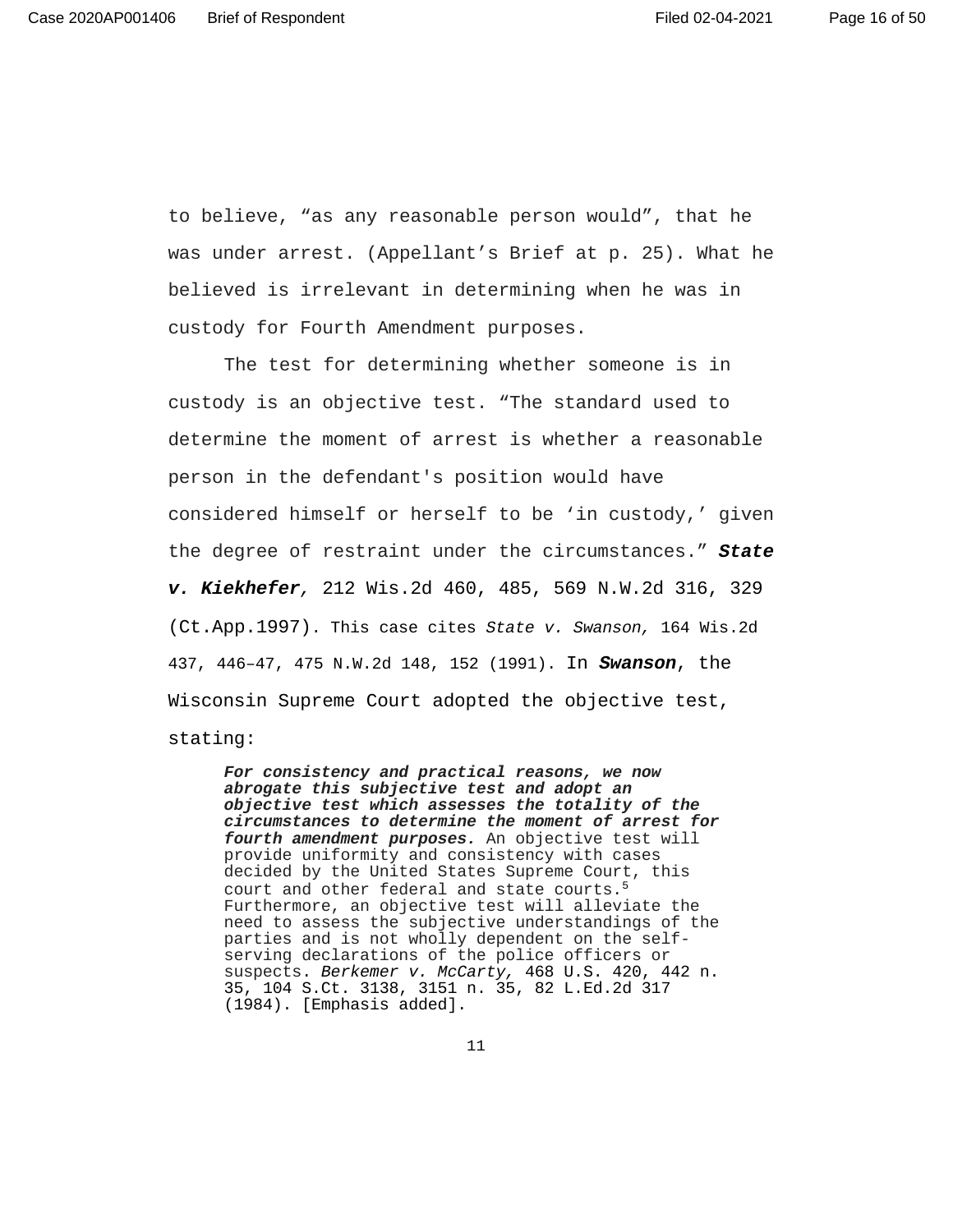to believe, "as any reasonable person would", that he was under arrest. (Appellant's Brief at p. 25). What he believed is irrelevant in determining when he was in custody for Fourth Amendment purposes.

The test for determining whether someone is in custody is an objective test. "The standard used to determine the moment of arrest is whether a reasonable person in the defendant's position would have considered himself or herself to be 'in custody,' given the degree of restraint under the circumstances." ***State v. Kiekhefer,*** 212 Wis.2d 460, 485, 569 N.W.2d 316, 329 (Ct.App.1997). This case cites *State v. Swanson,* 164 Wis.2d 437, 446–47, 475 N.W.2d 148, 152 (1991). In ***Swanson***, the Wisconsin Supreme Court adopted the objective test, stating:

> ***For consistency and practical reasons, we now abrogate this subjective test and adopt an objective test which assesses the totality of the circumstances to determine the moment of arrest for fourth amendment purposes.*** An objective test will provide uniformity and consistency with cases decided by the United States Supreme Court, this court and other federal and state courts.[5] Furthermore, an objective test will alleviate the need to assess the subjective understandings of the parties and is not wholly dependent on the self-serving declarations of the police officers or suspects. *Berkemer v. McCarty,* 468 U.S. 420, 442 n. 35, 104 S.Ct. 3138, 3151 n. 35, 82 L.Ed.2d 317 (1984). [Emphasis added].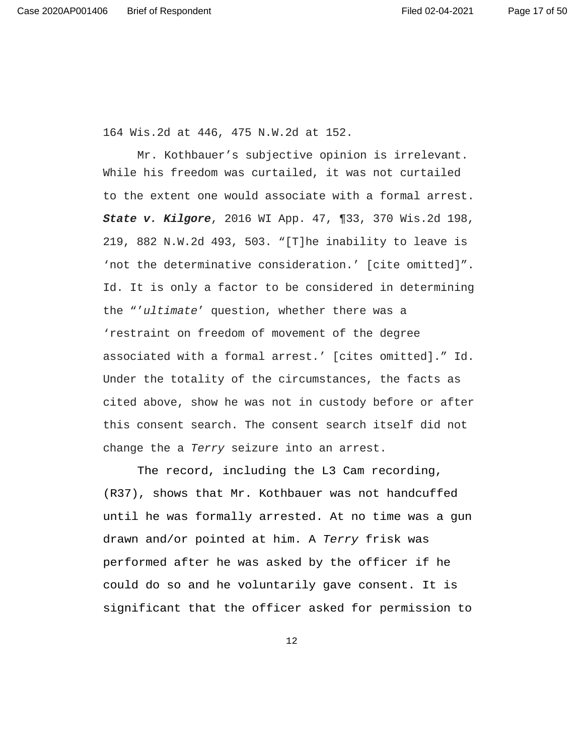164 Wis.2d at 446, 475 N.W.2d at 152.

Mr. Kothbauer's subjective opinion is irrelevant. While his freedom was curtailed, it was not curtailed to the extent one would associate with a formal arrest. ***State v. Kilgore***, 2016 WI App. 47, ¶33, 370 Wis.2d 198, 219, 882 N.W.2d 493, 503. "[T]he inability to leave is 'not the determinative consideration.' [cite omitted]". Id. It is only a factor to be considered in determining the "'*ultimate*' question, whether there was a 'restraint on freedom of movement of the degree associated with a formal arrest.' [cites omitted]." Id. Under the totality of the circumstances, the facts as cited above, show he was not in custody before or after this consent search. The consent search itself did not change the a *Terry* seizure into an arrest.

The record, including the L3 Cam recording, (R37), shows that Mr. Kothbauer was not handcuffed until he was formally arrested. At no time was a gun drawn and/or pointed at him. A *Terry* frisk was performed after he was asked by the officer if he could do so and he voluntarily gave consent. It is significant that the officer asked for permission to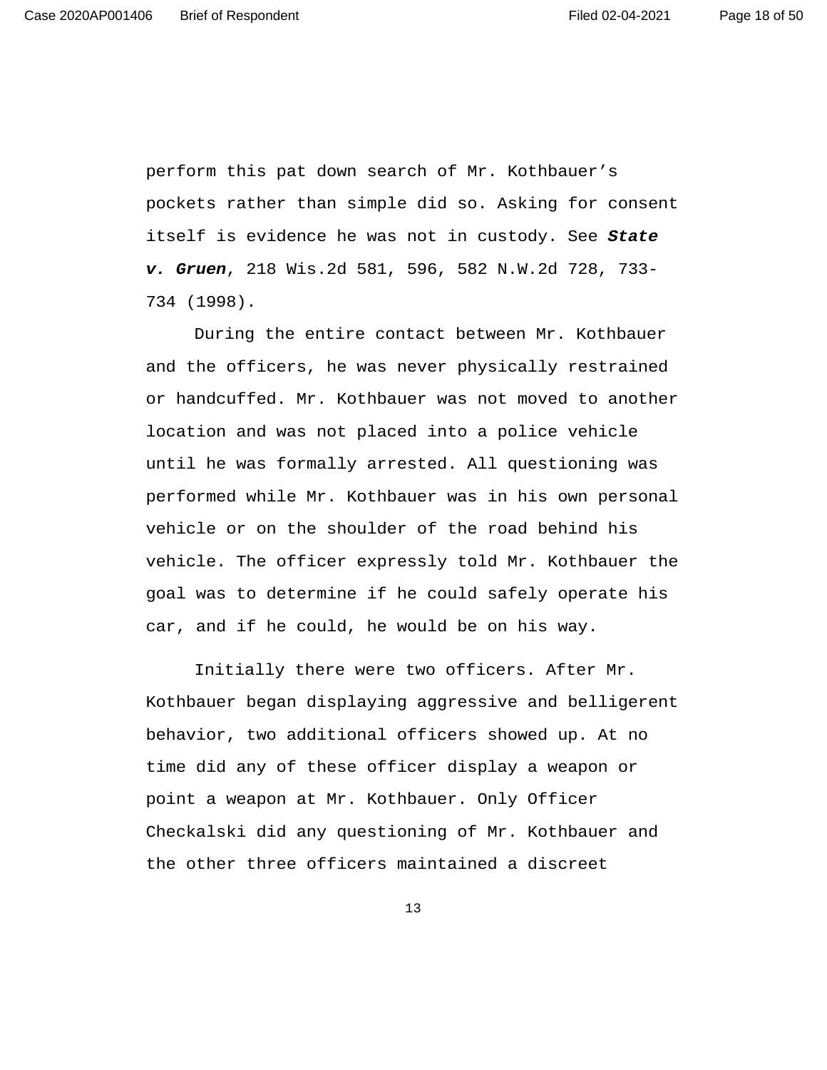perform this pat down search of Mr. Kothbauer's pockets rather than simple did so. Asking for consent itself is evidence he was not in custody. See ***State v. Gruen***, 218 Wis.2d 581, 596, 582 N.W.2d 728, 733-734 (1998).

During the entire contact between Mr. Kothbauer and the officers, he was never physically restrained or handcuffed. Mr. Kothbauer was not moved to another location and was not placed into a police vehicle until he was formally arrested. All questioning was performed while Mr. Kothbauer was in his own personal vehicle or on the shoulder of the road behind his vehicle. The officer expressly told Mr. Kothbauer the goal was to determine if he could safely operate his car, and if he could, he would be on his way.

Initially there were two officers. After Mr. Kothbauer began displaying aggressive and belligerent behavior, two additional officers showed up. At no time did any of these officer display a weapon or point a weapon at Mr. Kothbauer. Only Officer Checkalski did any questioning of Mr. Kothbauer and the other three officers maintained a discreet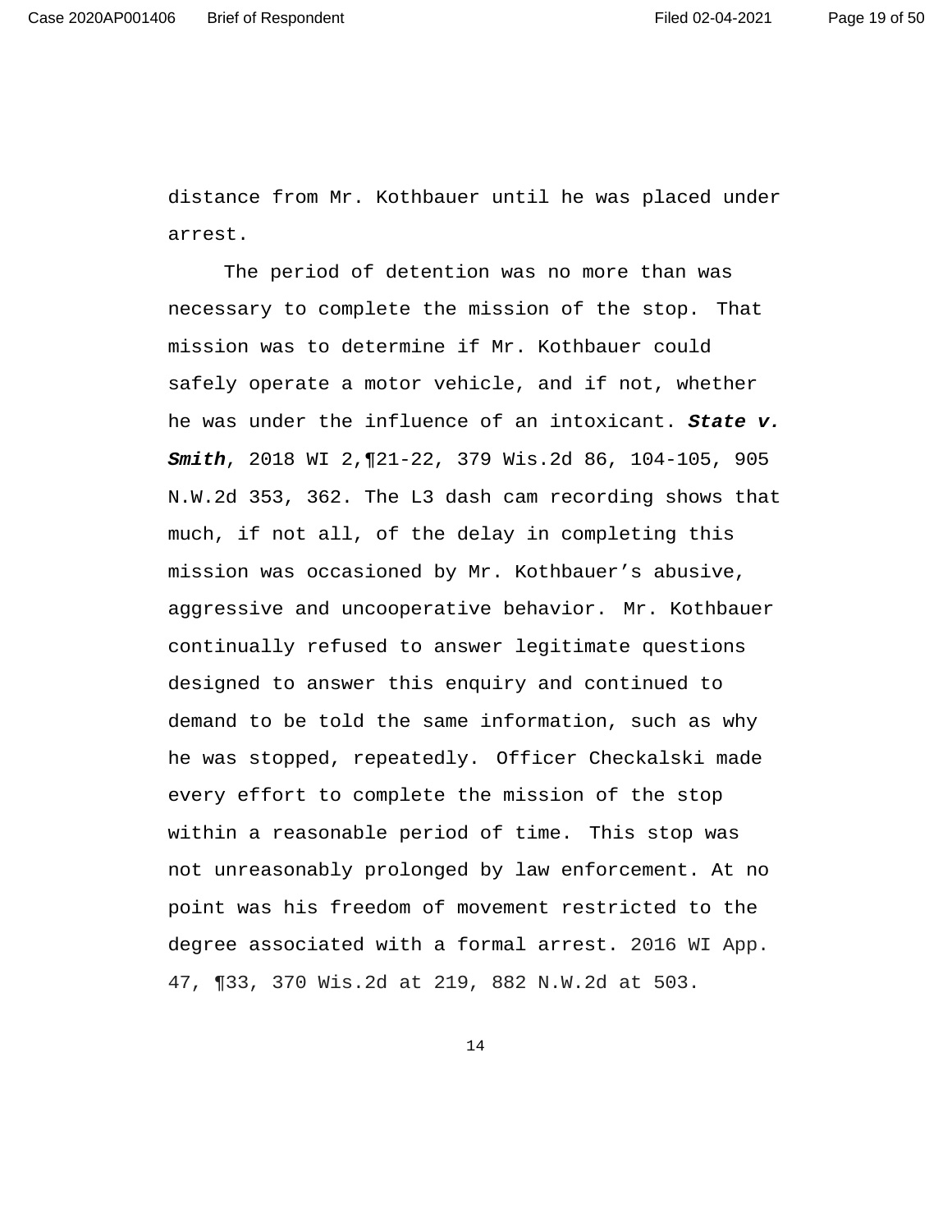distance from Mr. Kothbauer until he was placed under arrest.

The period of detention was no more than was necessary to complete the mission of the stop. That mission was to determine if Mr. Kothbauer could safely operate a motor vehicle, and if not, whether he was under the influence of an intoxicant. ***State v. Smith***, 2018 WI 2,¶21-22, 379 Wis.2d 86, 104-105, 905 N.W.2d 353, 362. The L3 dash cam recording shows that much, if not all, of the delay in completing this mission was occasioned by Mr. Kothbauer's abusive, aggressive and uncooperative behavior. Mr. Kothbauer continually refused to answer legitimate questions designed to answer this enquiry and continued to demand to be told the same information, such as why he was stopped, repeatedly. Officer Checkalski made every effort to complete the mission of the stop within a reasonable period of time. This stop was not unreasonably prolonged by law enforcement. At no point was his freedom of movement restricted to the degree associated with a formal arrest. 2016 WI App. 47, ¶33, 370 Wis.2d at 219, 882 N.W.2d at 503.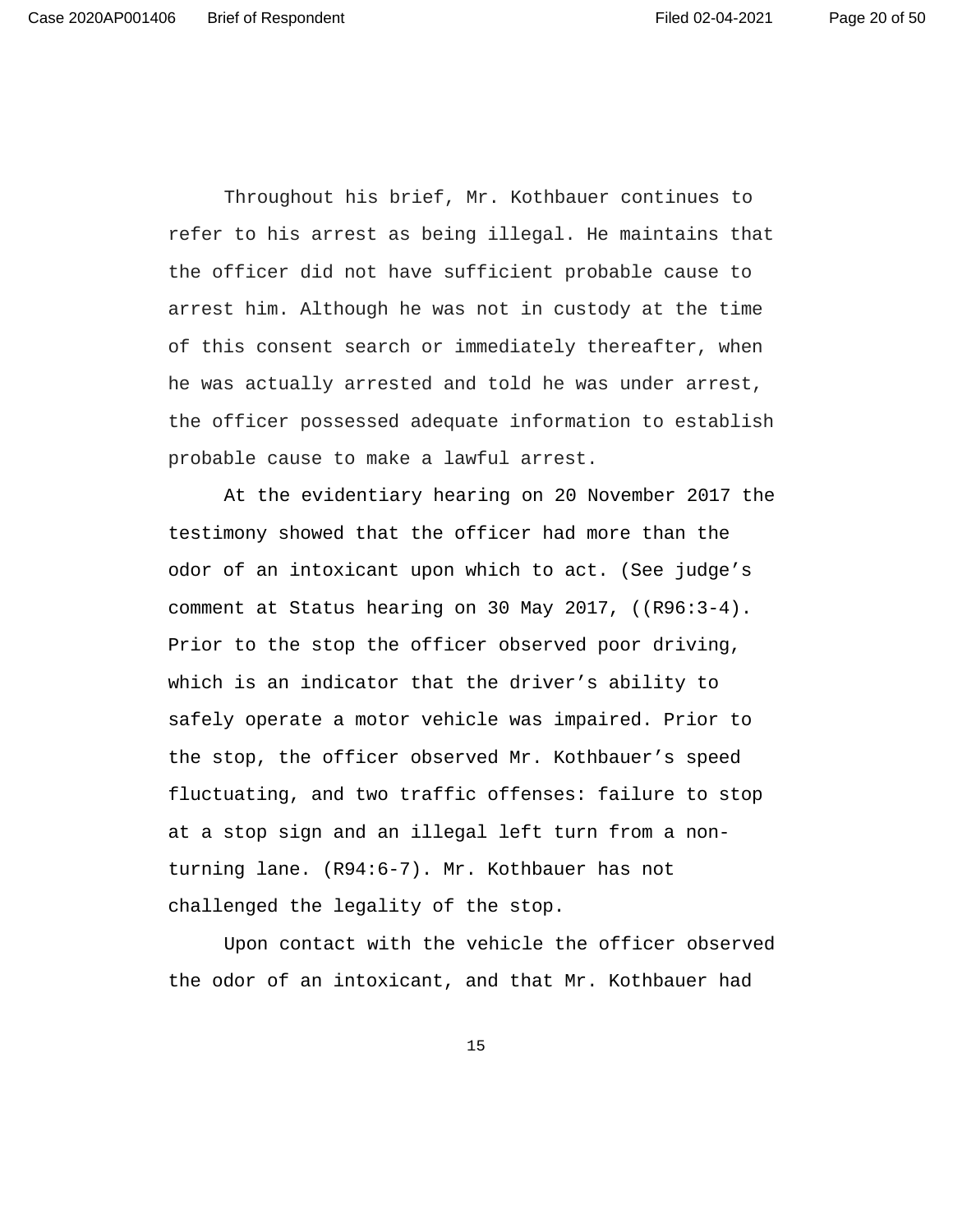Throughout his brief, Mr. Kothbauer continues to refer to his arrest as being illegal. He maintains that the officer did not have sufficient probable cause to arrest him. Although he was not in custody at the time of this consent search or immediately thereafter, when he was actually arrested and told he was under arrest, the officer possessed adequate information to establish probable cause to make a lawful arrest.

At the evidentiary hearing on 20 November 2017 the testimony showed that the officer had more than the odor of an intoxicant upon which to act. (See judge's comment at Status hearing on 30 May 2017, ((R96:3-4). Prior to the stop the officer observed poor driving, which is an indicator that the driver's ability to safely operate a motor vehicle was impaired. Prior to the stop, the officer observed Mr. Kothbauer's speed fluctuating, and two traffic offenses: failure to stop at a stop sign and an illegal left turn from a non-turning lane. (R94:6-7). Mr. Kothbauer has not challenged the legality of the stop.

Upon contact with the vehicle the officer observed the odor of an intoxicant, and that Mr. Kothbauer had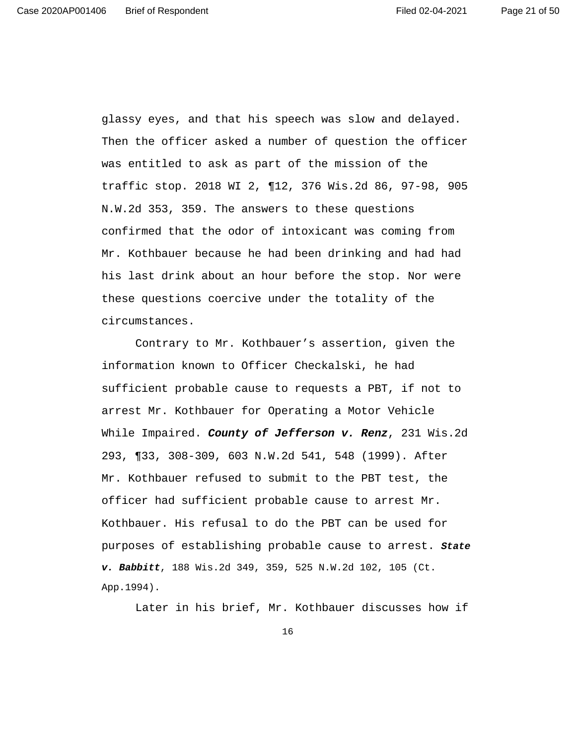glassy eyes, and that his speech was slow and delayed. Then the officer asked a number of question the officer was entitled to ask as part of the mission of the traffic stop. 2018 WI 2, ¶12, 376 Wis.2d 86, 97-98, 905 N.W.2d 353, 359. The answers to these questions confirmed that the odor of intoxicant was coming from Mr. Kothbauer because he had been drinking and had had his last drink about an hour before the stop. Nor were these questions coercive under the totality of the circumstances.

Contrary to Mr. Kothbauer's assertion, given the information known to Officer Checkalski, he had sufficient probable cause to requests a PBT, if not to arrest Mr. Kothbauer for Operating a Motor Vehicle While Impaired. ***County of Jefferson v. Renz***, 231 Wis.2d 293, ¶33, 308-309, 603 N.W.2d 541, 548 (1999). After Mr. Kothbauer refused to submit to the PBT test, the officer had sufficient probable cause to arrest Mr. Kothbauer. His refusal to do the PBT can be used for purposes of establishing probable cause to arrest. ***State v. Babbitt***, 188 Wis.2d 349, 359, 525 N.W.2d 102, 105 (Ct. App.1994).

Later in his brief, Mr. Kothbauer discusses how if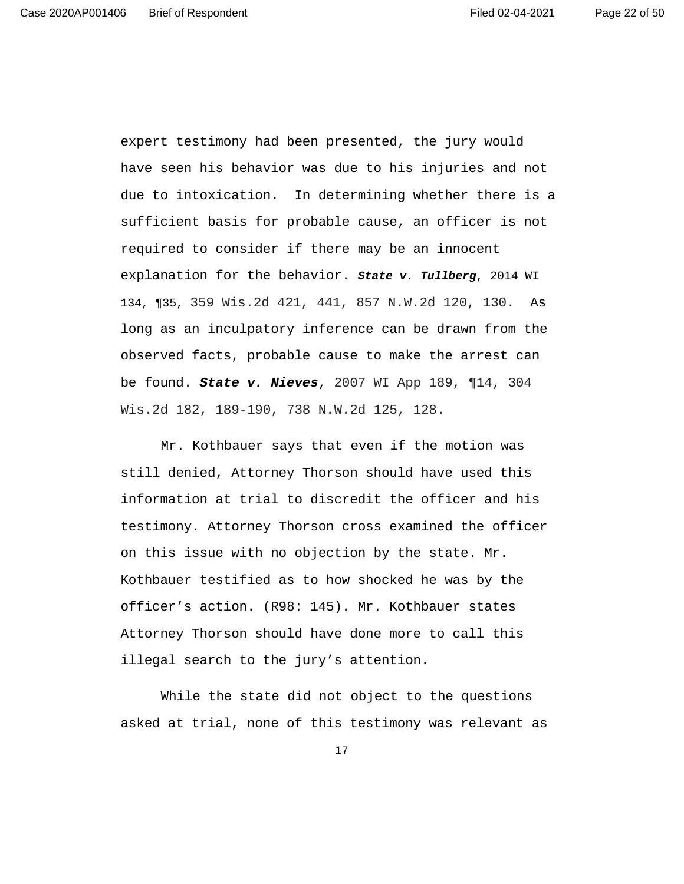expert testimony had been presented, the jury would have seen his behavior was due to his injuries and not due to intoxication. In determining whether there is a sufficient basis for probable cause, an officer is not required to consider if there may be an innocent explanation for the behavior. ***State v. Tullberg***, 2014 WI 134, ¶35, 359 Wis.2d 421, 441, 857 N.W.2d 120, 130. As long as an inculpatory inference can be drawn from the observed facts, probable cause to make the arrest can be found. ***State v. Nieves***, 2007 WI App 189, ¶14, 304 Wis.2d 182, 189-190, 738 N.W.2d 125, 128.

Mr. Kothbauer says that even if the motion was still denied, Attorney Thorson should have used this information at trial to discredit the officer and his testimony. Attorney Thorson cross examined the officer on this issue with no objection by the state. Mr. Kothbauer testified as to how shocked he was by the officer's action. (R98: 145). Mr. Kothbauer states Attorney Thorson should have done more to call this illegal search to the jury's attention.

While the state did not object to the questions asked at trial, none of this testimony was relevant as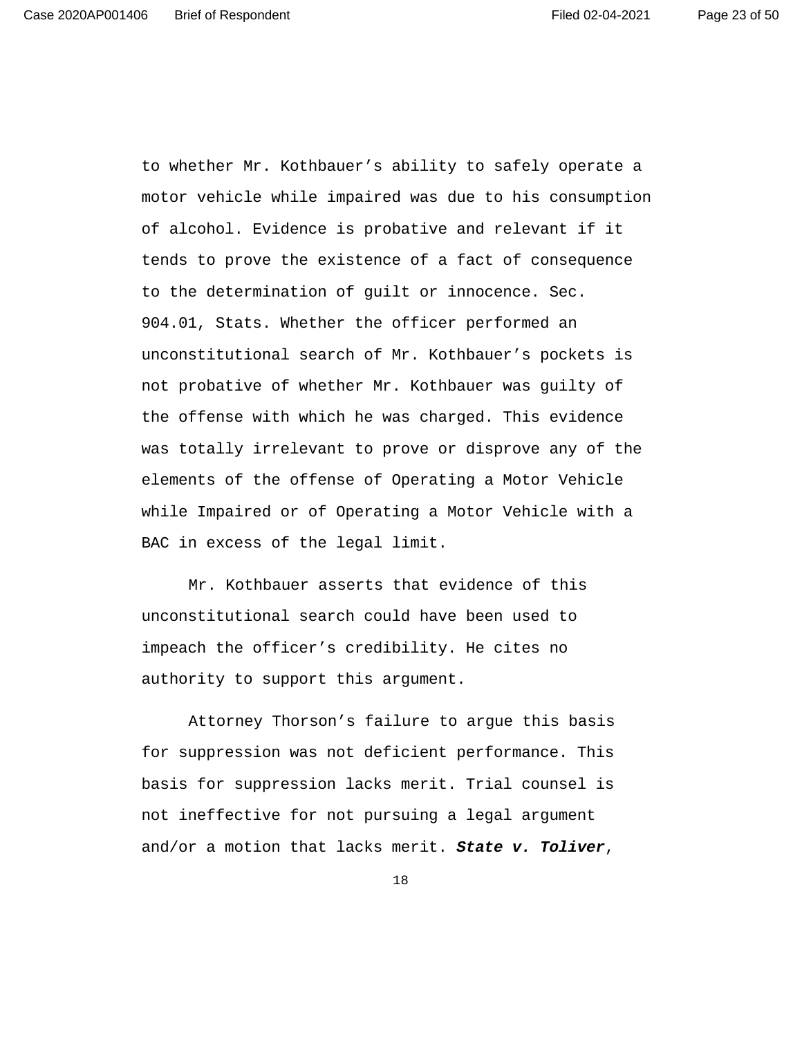to whether Mr. Kothbauer’s ability to safely operate a motor vehicle while impaired was due to his consumption of alcohol. Evidence is probative and relevant if it tends to prove the existence of a fact of consequence to the determination of guilt or innocence. Sec. 904.01, Stats. Whether the officer performed an unconstitutional search of Mr. Kothbauer’s pockets is not probative of whether Mr. Kothbauer was guilty of the offense with which he was charged. This evidence was totally irrelevant to prove or disprove any of the elements of the offense of Operating a Motor Vehicle while Impaired or of Operating a Motor Vehicle with a BAC in excess of the legal limit.

Mr. Kothbauer asserts that evidence of this unconstitutional search could have been used to impeach the officer’s credibility. He cites no authority to support this argument.

Attorney Thorson’s failure to argue this basis for suppression was not deficient performance. This basis for suppression lacks merit. Trial counsel is not ineffective for not pursuing a legal argument and/or a motion that lacks merit. ***State v. Toliver***,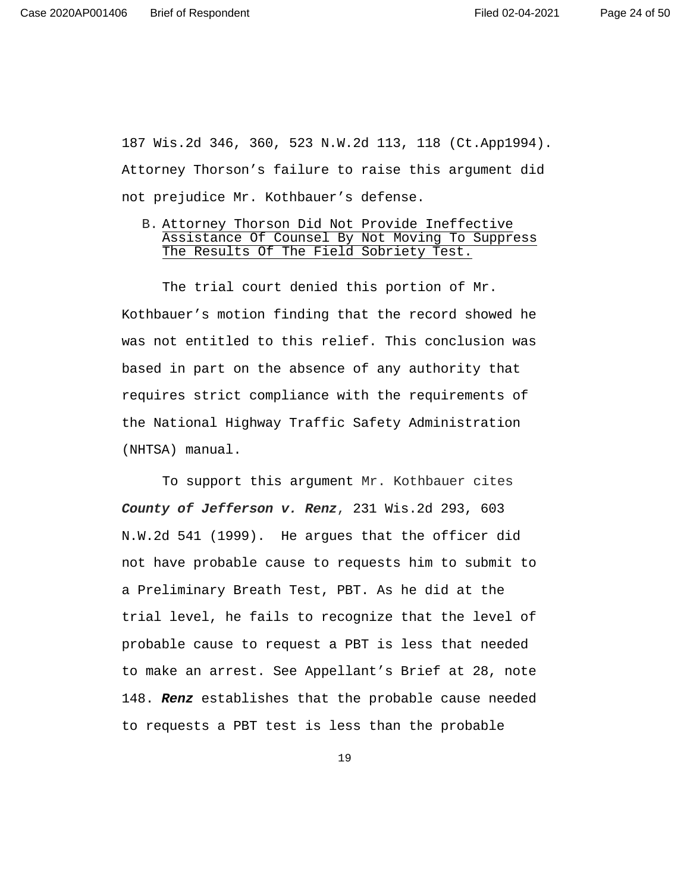187 Wis.2d 346, 360, 523 N.W.2d 113, 118 (Ct.App1994). Attorney Thorson's failure to raise this argument did not prejudice Mr. Kothbauer's defense.

## B. Attorney Thorson Did Not Provide Ineffective Assistance Of Counsel By Not Moving To Suppress The Results Of The Field Sobriety Test.

The trial court denied this portion of Mr. Kothbauer's motion finding that the record showed he was not entitled to this relief. This conclusion was based in part on the absence of any authority that requires strict compliance with the requirements of the National Highway Traffic Safety Administration (NHTSA) manual.

To support this argument Mr. Kothbauer cites ***County of Jefferson v. Renz***, 231 Wis.2d 293, 603 N.W.2d 541 (1999). He argues that the officer did not have probable cause to requests him to submit to a Preliminary Breath Test, PBT. As he did at the trial level, he fails to recognize that the level of probable cause to request a PBT is less that needed to make an arrest. See Appellant's Brief at 28, note 148. ***Renz*** establishes that the probable cause needed to requests a PBT test is less than the probable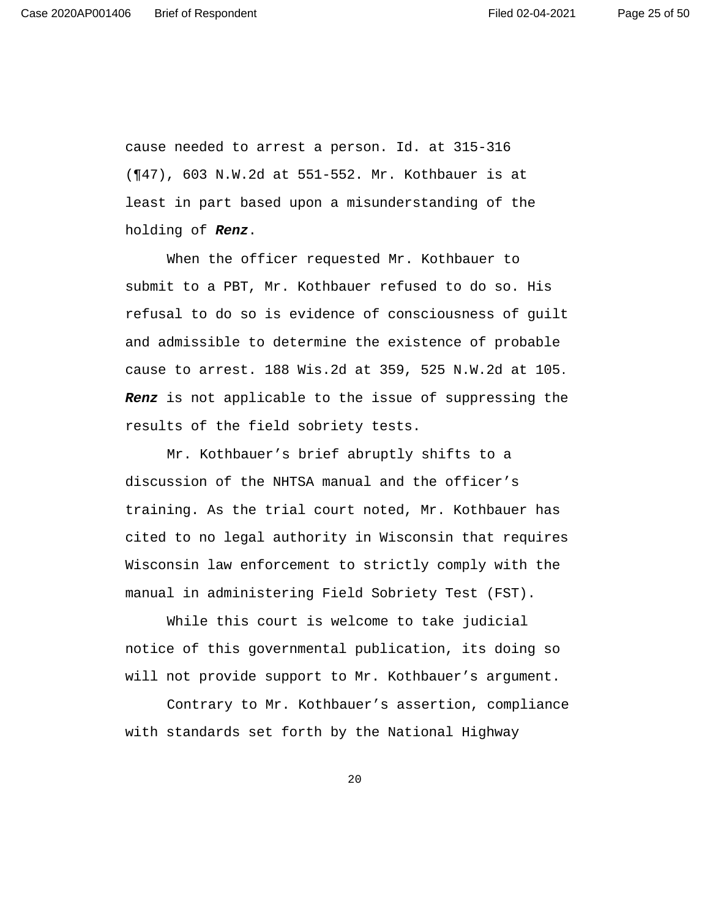cause needed to arrest a person. Id. at 315-316 (¶47), 603 N.W.2d at 551-552. Mr. Kothbauer is at least in part based upon a misunderstanding of the holding of ***Renz***.

When the officer requested Mr. Kothbauer to submit to a PBT, Mr. Kothbauer refused to do so. His refusal to do so is evidence of consciousness of guilt and admissible to determine the existence of probable cause to arrest. 188 Wis.2d at 359, 525 N.W.2d at 105. ***Renz*** is not applicable to the issue of suppressing the results of the field sobriety tests.

Mr. Kothbauer's brief abruptly shifts to a discussion of the NHTSA manual and the officer's training. As the trial court noted, Mr. Kothbauer has cited to no legal authority in Wisconsin that requires Wisconsin law enforcement to strictly comply with the manual in administering Field Sobriety Test (FST).

While this court is welcome to take judicial notice of this governmental publication, its doing so will not provide support to Mr. Kothbauer's argument.

Contrary to Mr. Kothbauer's assertion, compliance with standards set forth by the National Highway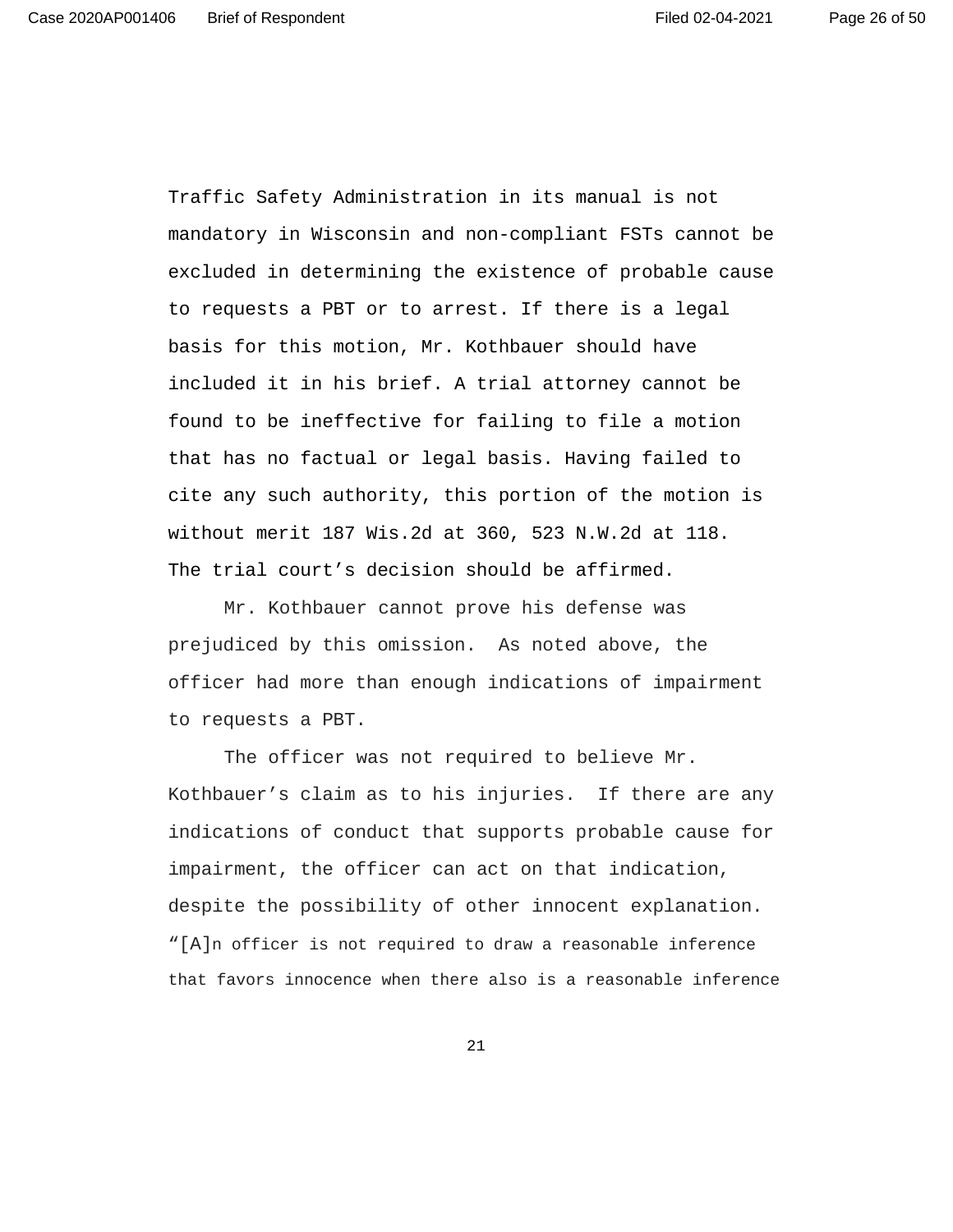Traffic Safety Administration in its manual is not mandatory in Wisconsin and non-compliant FSTs cannot be excluded in determining the existence of probable cause to requests a PBT or to arrest. If there is a legal basis for this motion, Mr. Kothbauer should have included it in his brief. A trial attorney cannot be found to be ineffective for failing to file a motion that has no factual or legal basis. Having failed to cite any such authority, this portion of the motion is without merit 187 Wis.2d at 360, 523 N.W.2d at 118. The trial court's decision should be affirmed.

Mr. Kothbauer cannot prove his defense was prejudiced by this omission. As noted above, the officer had more than enough indications of impairment to requests a PBT.

The officer was not required to believe Mr. Kothbauer's claim as to his injuries. If there are any indications of conduct that supports probable cause for impairment, the officer can act on that indication, despite the possibility of other innocent explanation. "[A]n officer is not required to draw a reasonable inference that favors innocence when there also is a reasonable inference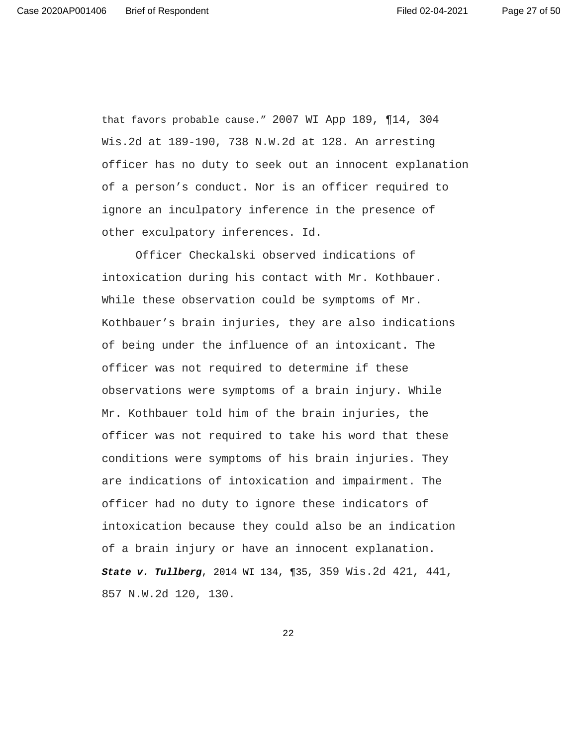that favors probable cause." 2007 WI App 189, ¶14, 304 Wis.2d at 189-190, 738 N.W.2d at 128. An arresting officer has no duty to seek out an innocent explanation of a person's conduct. Nor is an officer required to ignore an inculpatory inference in the presence of other exculpatory inferences. Id.

Officer Checkalski observed indications of intoxication during his contact with Mr. Kothbauer. While these observation could be symptoms of Mr. Kothbauer's brain injuries, they are also indications of being under the influence of an intoxicant. The officer was not required to determine if these observations were symptoms of a brain injury. While Mr. Kothbauer told him of the brain injuries, the officer was not required to take his word that these conditions were symptoms of his brain injuries. They are indications of intoxication and impairment. The officer had no duty to ignore these indicators of intoxication because they could also be an indication of a brain injury or have an innocent explanation. ***State v. Tullberg***, 2014 WI 134, ¶35, 359 Wis.2d 421, 441, 857 N.W.2d 120, 130.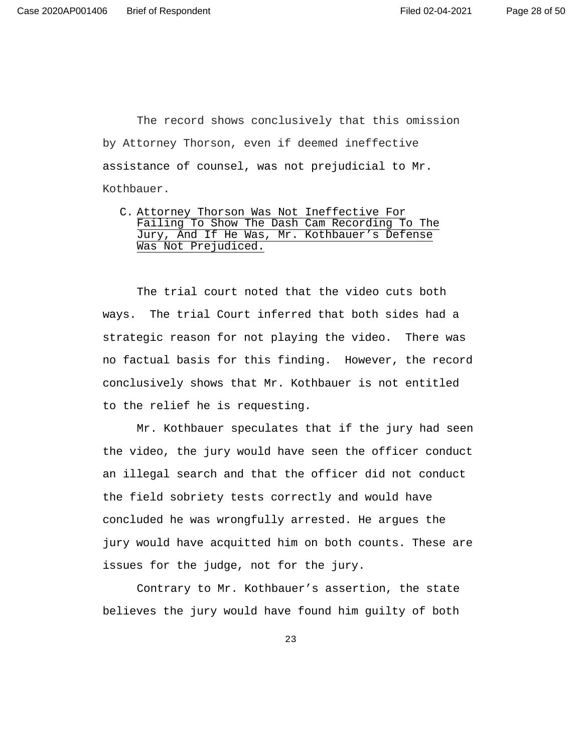The record shows conclusively that this omission by Attorney Thorson, even if deemed ineffective assistance of counsel, was not prejudicial to Mr. Kothbauer.

### C. Attorney Thorson Was Not Ineffective For Failing To Show The Dash Cam Recording To The Jury, And If He Was, Mr. Kothbauer's Defense Was Not Prejudiced.

The trial court noted that the video cuts both ways. The trial Court inferred that both sides had a strategic reason for not playing the video. There was no factual basis for this finding. However, the record conclusively shows that Mr. Kothbauer is not entitled to the relief he is requesting.

Mr. Kothbauer speculates that if the jury had seen the video, the jury would have seen the officer conduct an illegal search and that the officer did not conduct the field sobriety tests correctly and would have concluded he was wrongfully arrested. He argues the jury would have acquitted him on both counts. These are issues for the judge, not for the jury.

Contrary to Mr. Kothbauer's assertion, the state believes the jury would have found him guilty of both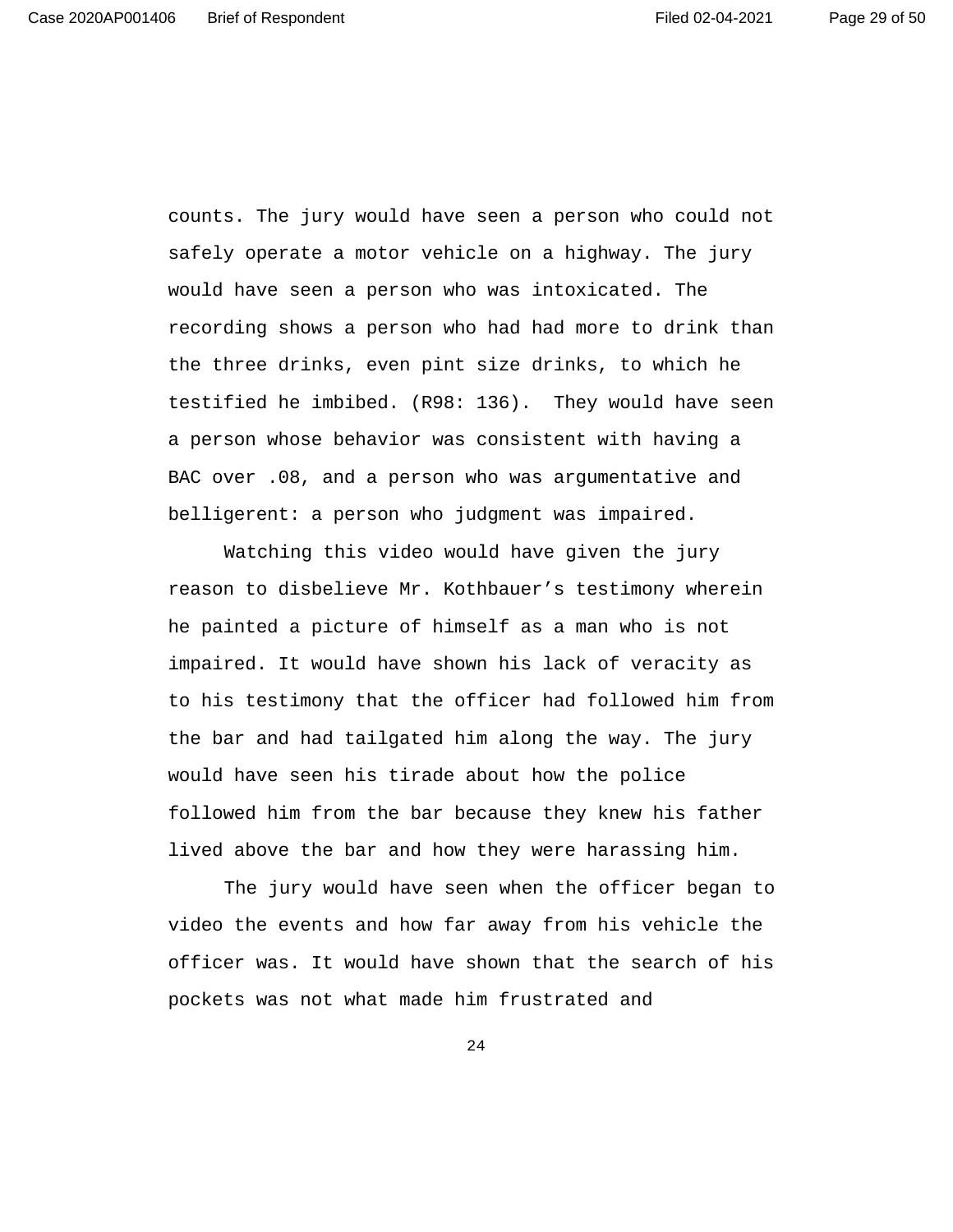counts. The jury would have seen a person who could not safely operate a motor vehicle on a highway. The jury would have seen a person who was intoxicated. The recording shows a person who had had more to drink than the three drinks, even pint size drinks, to which he testified he imbibed. (R98: 136). They would have seen a person whose behavior was consistent with having a BAC over .08, and a person who was argumentative and belligerent: a person who judgment was impaired.

Watching this video would have given the jury reason to disbelieve Mr. Kothbauer's testimony wherein he painted a picture of himself as a man who is not impaired. It would have shown his lack of veracity as to his testimony that the officer had followed him from the bar and had tailgated him along the way. The jury would have seen his tirade about how the police followed him from the bar because they knew his father lived above the bar and how they were harassing him.

The jury would have seen when the officer began to video the events and how far away from his vehicle the officer was. It would have shown that the search of his pockets was not what made him frustrated and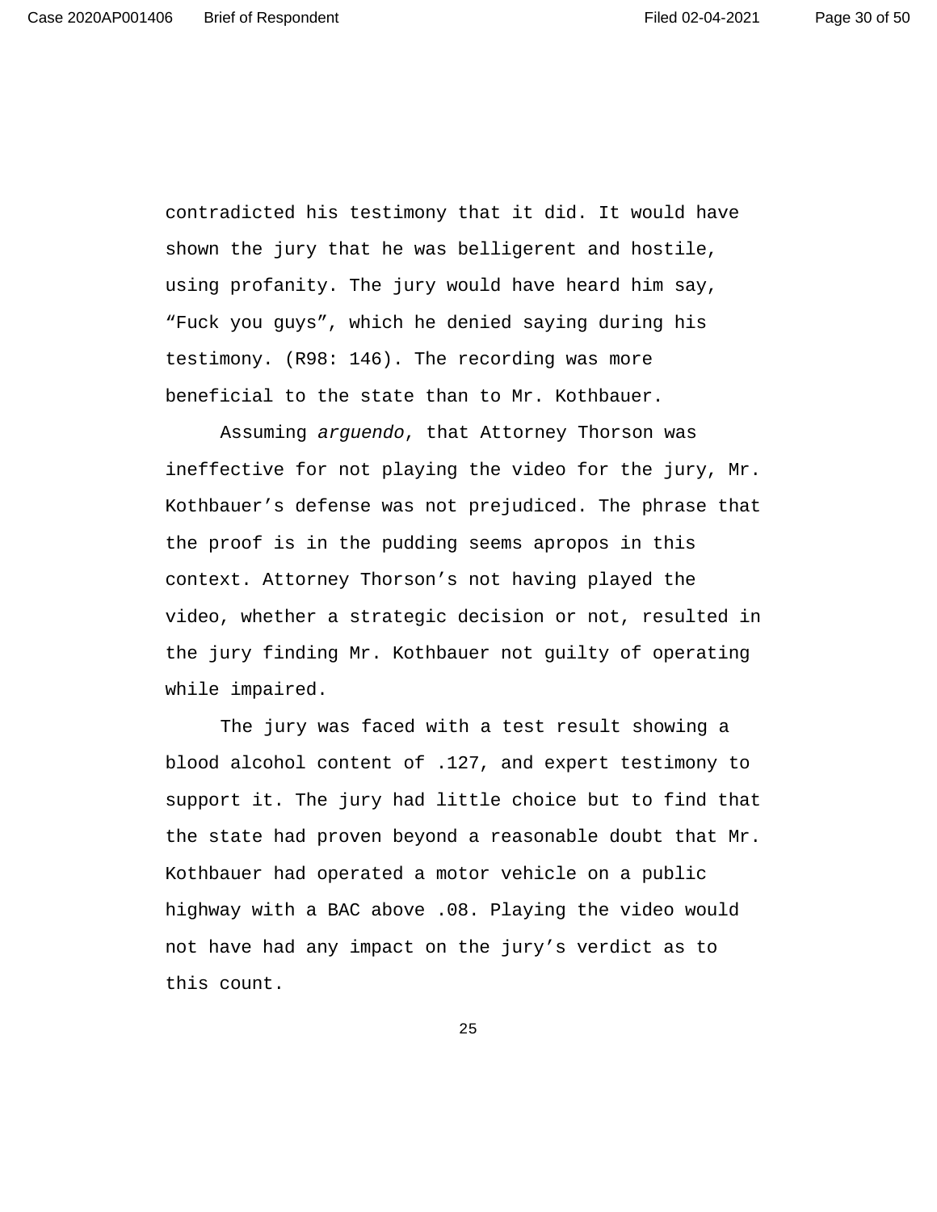contradicted his testimony that it did. It would have shown the jury that he was belligerent and hostile, using profanity. The jury would have heard him say, “Fuck you guys”, which he denied saying during his testimony. (R98: 146). The recording was more beneficial to the state than to Mr. Kothbauer.

Assuming *arguendo*, that Attorney Thorson was ineffective for not playing the video for the jury, Mr. Kothbauer’s defense was not prejudiced. The phrase that the proof is in the pudding seems apropos in this context. Attorney Thorson’s not having played the video, whether a strategic decision or not, resulted in the jury finding Mr. Kothbauer not guilty of operating while impaired.

The jury was faced with a test result showing a blood alcohol content of .127, and expert testimony to support it. The jury had little choice but to find that the state had proven beyond a reasonable doubt that Mr. Kothbauer had operated a motor vehicle on a public highway with a BAC above .08. Playing the video would not have had any impact on the jury’s verdict as to this count.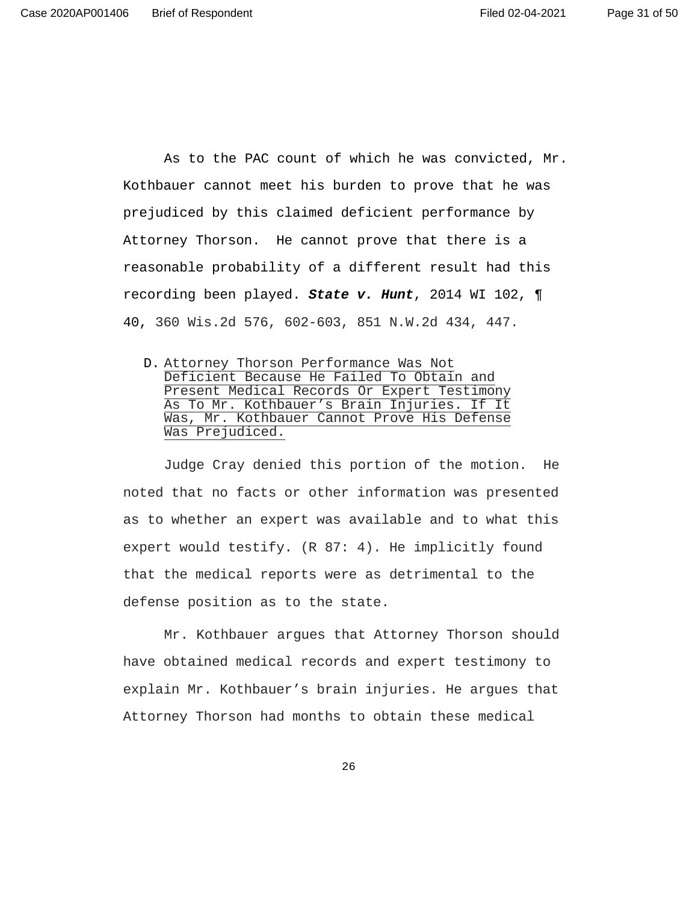As to the PAC count of which he was convicted, Mr. Kothbauer cannot meet his burden to prove that he was prejudiced by this claimed deficient performance by Attorney Thorson. He cannot prove that there is a reasonable probability of a different result had this recording been played. ***State v. Hunt***, 2014 WI 102, ¶ 40, 360 Wis.2d 576, 602-603, 851 N.W.2d 434, 447.

D. Attorney Thorson Performance Was Not Deficient Because He Failed To Obtain and Present Medical Records Or Expert Testimony As To Mr. Kothbauer's Brain Injuries. If It Was, Mr. Kothbauer Cannot Prove His Defense Was Prejudiced.

Judge Cray denied this portion of the motion. He noted that no facts or other information was presented as to whether an expert was available and to what this expert would testify. (R 87: 4). He implicitly found that the medical reports were as detrimental to the defense position as to the state.

Mr. Kothbauer argues that Attorney Thorson should have obtained medical records and expert testimony to explain Mr. Kothbauer's brain injuries. He argues that Attorney Thorson had months to obtain these medical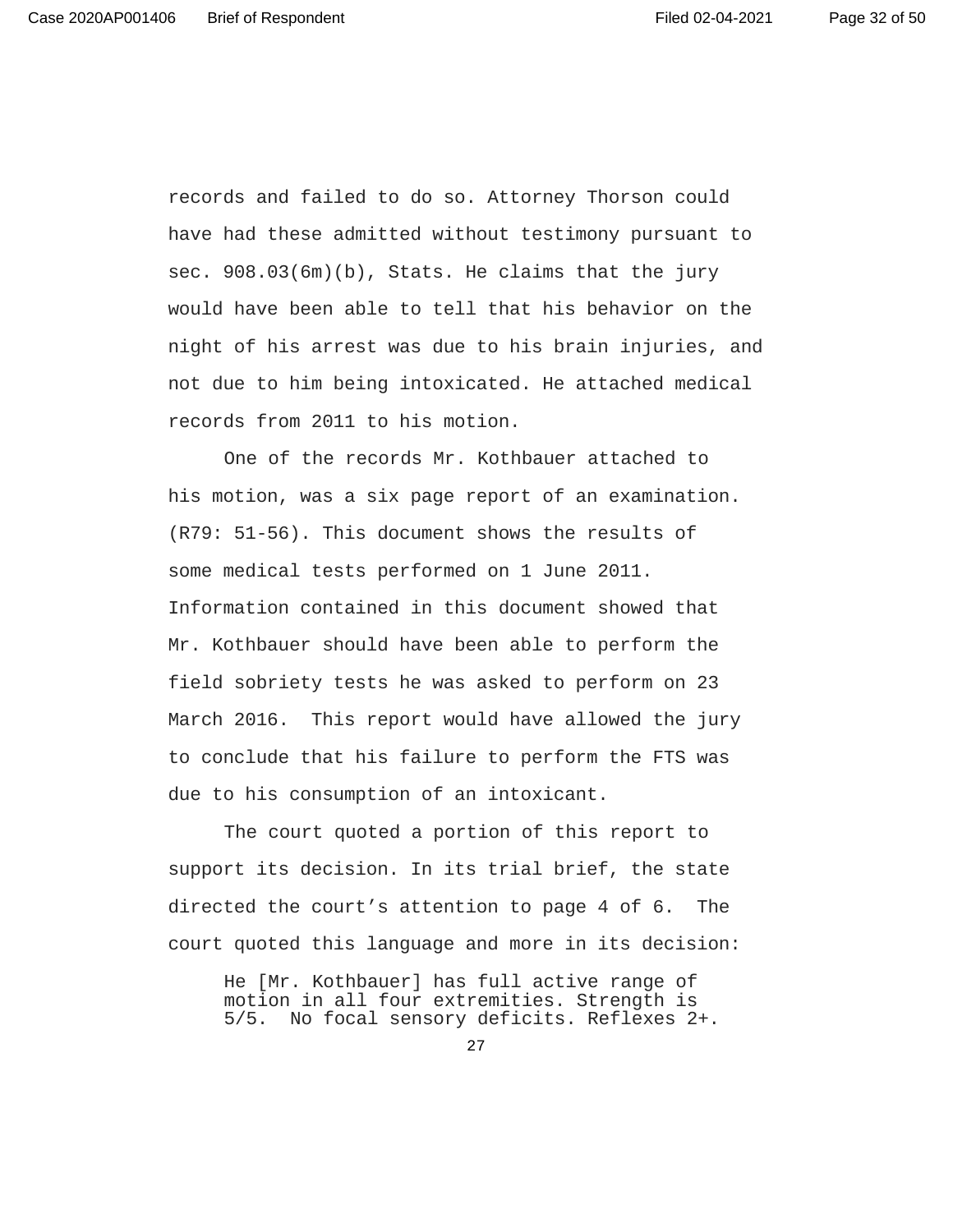records and failed to do so. Attorney Thorson could have had these admitted without testimony pursuant to sec. 908.03(6m)(b), Stats. He claims that the jury would have been able to tell that his behavior on the night of his arrest was due to his brain injuries, and not due to him being intoxicated. He attached medical records from 2011 to his motion.

One of the records Mr. Kothbauer attached to his motion, was a six page report of an examination. (R79: 51-56). This document shows the results of some medical tests performed on 1 June 2011. Information contained in this document showed that Mr. Kothbauer should have been able to perform the field sobriety tests he was asked to perform on 23 March 2016. This report would have allowed the jury to conclude that his failure to perform the FTS was due to his consumption of an intoxicant.

The court quoted a portion of this report to support its decision. In its trial brief, the state directed the court's attention to page 4 of 6. The court quoted this language and more in its decision:

> He [Mr. Kothbauer] has full active range of motion in all four extremities. Strength is 5/5. No focal sensory deficits. Reflexes 2+.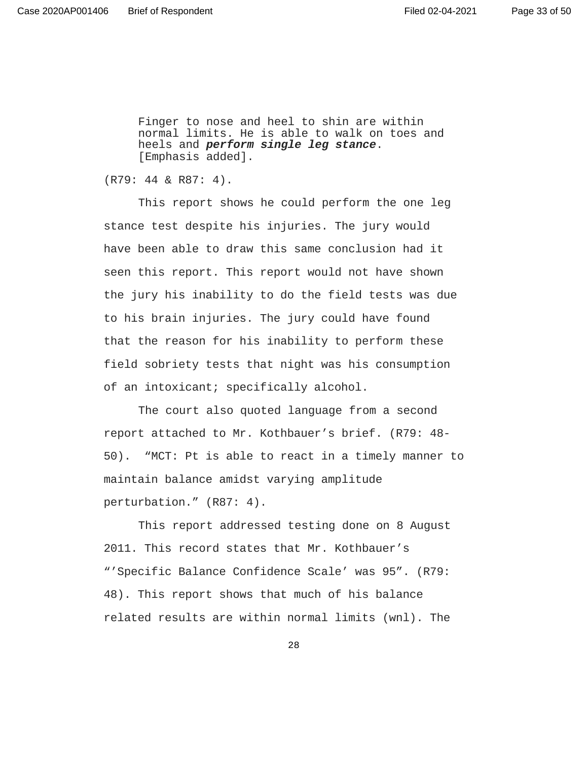> Finger to nose and heel to shin are within normal limits. He is able to walk on toes and heels and ***perform single leg stance***. [Emphasis added].

(R79: 44 & R87: 4).

This report shows he could perform the one leg stance test despite his injuries. The jury would have been able to draw this same conclusion had it seen this report. This report would not have shown the jury his inability to do the field tests was due to his brain injuries. The jury could have found that the reason for his inability to perform these field sobriety tests that night was his consumption of an intoxicant; specifically alcohol.

The court also quoted language from a second report attached to Mr. Kothbauer's brief. (R79: 48-50). "MCT: Pt is able to react in a timely manner to maintain balance amidst varying amplitude perturbation." (R87: 4).

This report addressed testing done on 8 August 2011. This record states that Mr. Kothbauer's "'Specific Balance Confidence Scale' was 95". (R79: 48). This report shows that much of his balance related results are within normal limits (wnl). The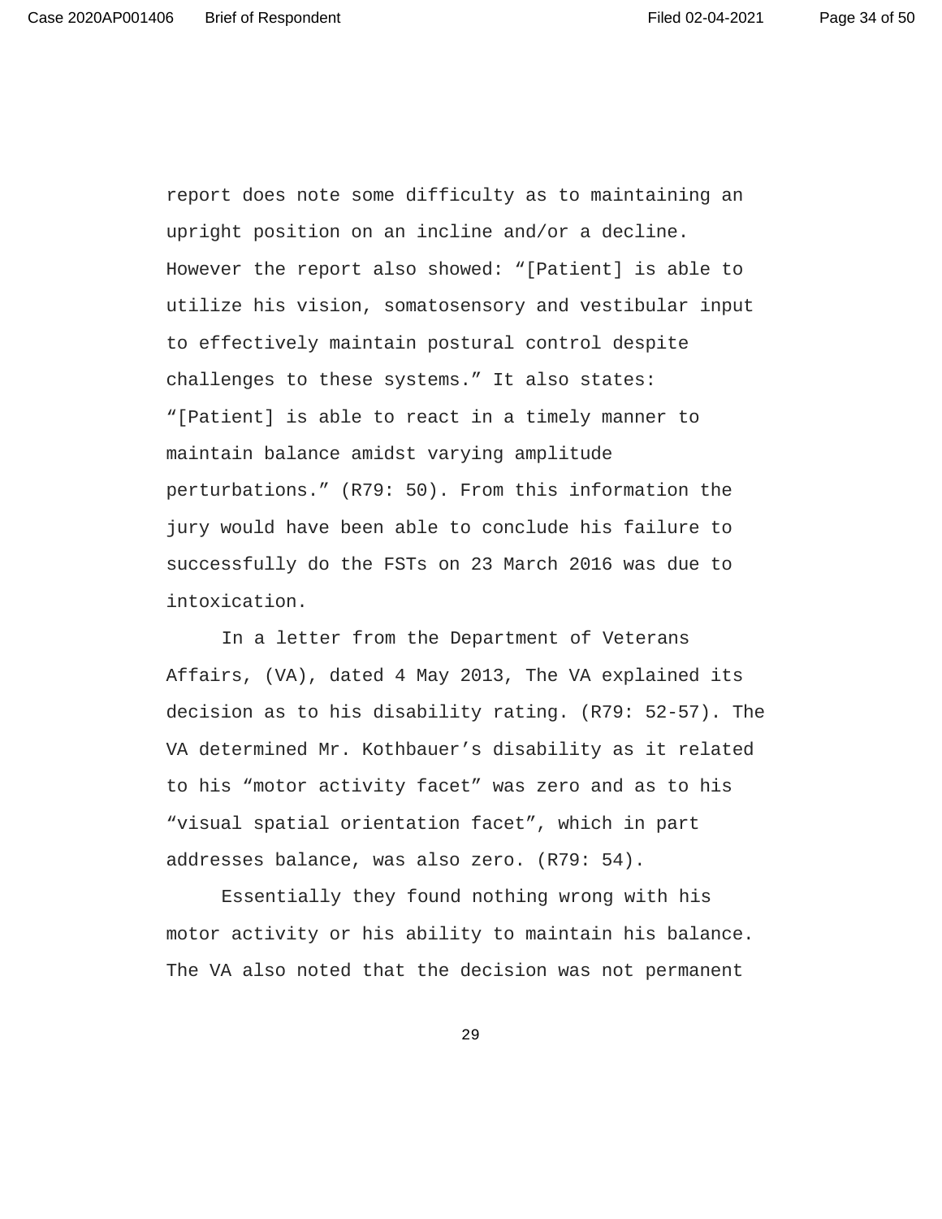report does note some difficulty as to maintaining an upright position on an incline and/or a decline. However the report also showed: "[Patient] is able to utilize his vision, somatosensory and vestibular input to effectively maintain postural control despite challenges to these systems." It also states: "[Patient] is able to react in a timely manner to maintain balance amidst varying amplitude perturbations." (R79: 50). From this information the jury would have been able to conclude his failure to successfully do the FSTs on 23 March 2016 was due to intoxication.

In a letter from the Department of Veterans Affairs, (VA), dated 4 May 2013, The VA explained its decision as to his disability rating. (R79: 52-57). The VA determined Mr. Kothbauer's disability as it related to his "motor activity facet" was zero and as to his "visual spatial orientation facet", which in part addresses balance, was also zero. (R79: 54).

Essentially they found nothing wrong with his motor activity or his ability to maintain his balance. The VA also noted that the decision was not permanent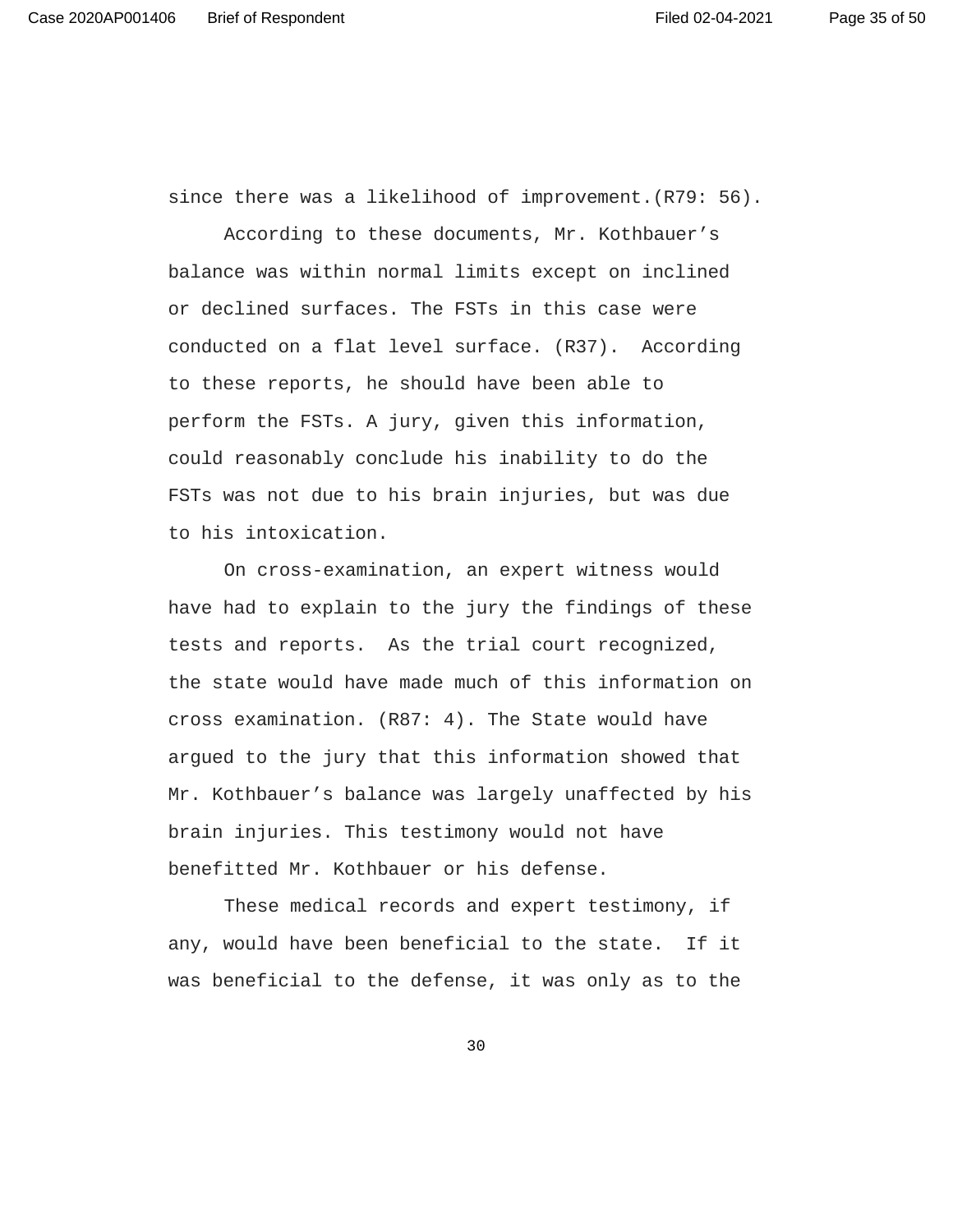since there was a likelihood of improvement.(R79: 56).

According to these documents, Mr. Kothbauer's balance was within normal limits except on inclined or declined surfaces. The FSTs in this case were conducted on a flat level surface. (R37). According to these reports, he should have been able to perform the FSTs. A jury, given this information, could reasonably conclude his inability to do the FSTs was not due to his brain injuries, but was due to his intoxication.

On cross-examination, an expert witness would have had to explain to the jury the findings of these tests and reports. As the trial court recognized, the state would have made much of this information on cross examination. (R87: 4). The State would have argued to the jury that this information showed that Mr. Kothbauer's balance was largely unaffected by his brain injuries. This testimony would not have benefitted Mr. Kothbauer or his defense.

These medical records and expert testimony, if any, would have been beneficial to the state. If it was beneficial to the defense, it was only as to the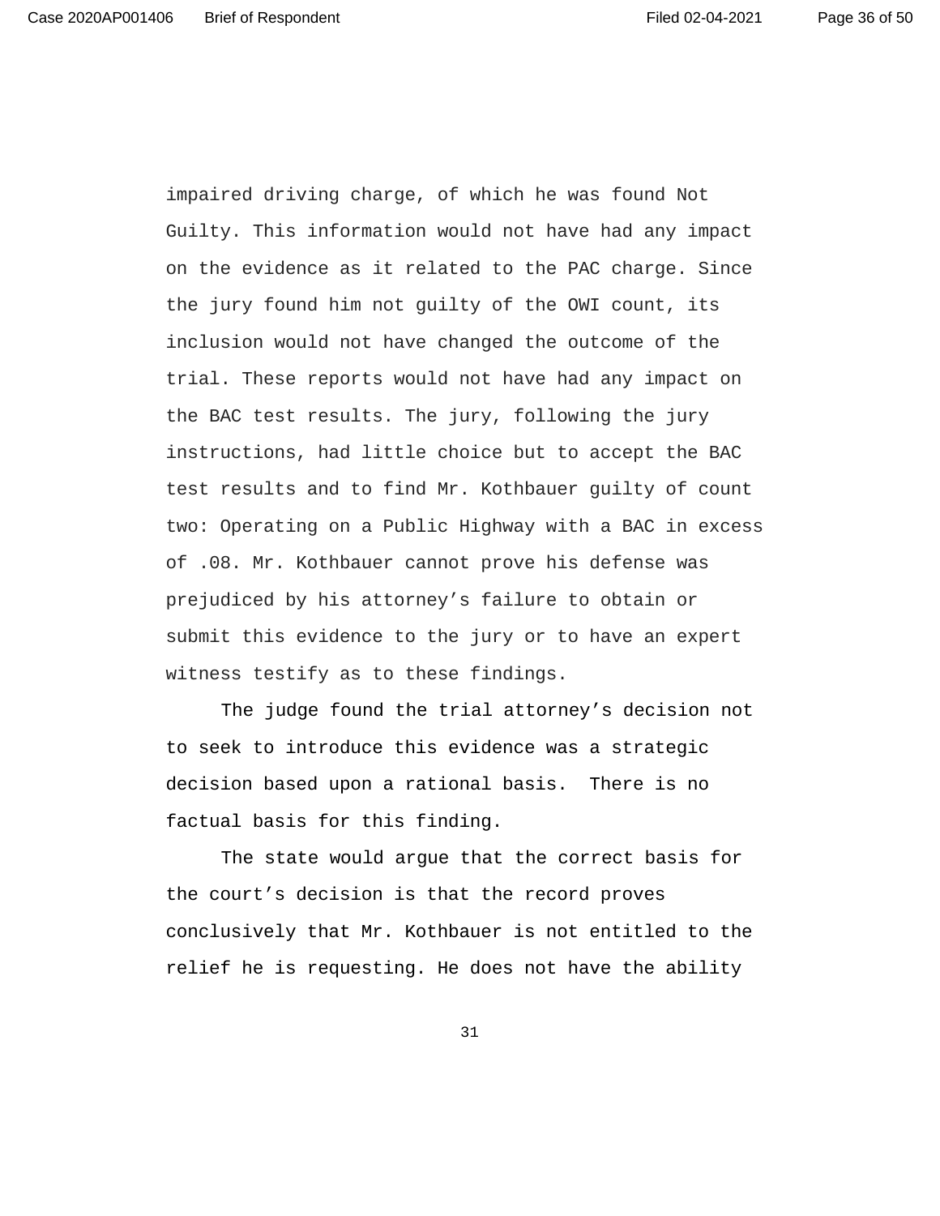impaired driving charge, of which he was found Not Guilty. This information would not have had any impact on the evidence as it related to the PAC charge. Since the jury found him not guilty of the OWI count, its inclusion would not have changed the outcome of the trial. These reports would not have had any impact on the BAC test results. The jury, following the jury instructions, had little choice but to accept the BAC test results and to find Mr. Kothbauer guilty of count two: Operating on a Public Highway with a BAC in excess of .08. Mr. Kothbauer cannot prove his defense was prejudiced by his attorney's failure to obtain or submit this evidence to the jury or to have an expert witness testify as to these findings.

The judge found the trial attorney's decision not to seek to introduce this evidence was a strategic decision based upon a rational basis. There is no factual basis for this finding.

The state would argue that the correct basis for the court's decision is that the record proves conclusively that Mr. Kothbauer is not entitled to the relief he is requesting. He does not have the ability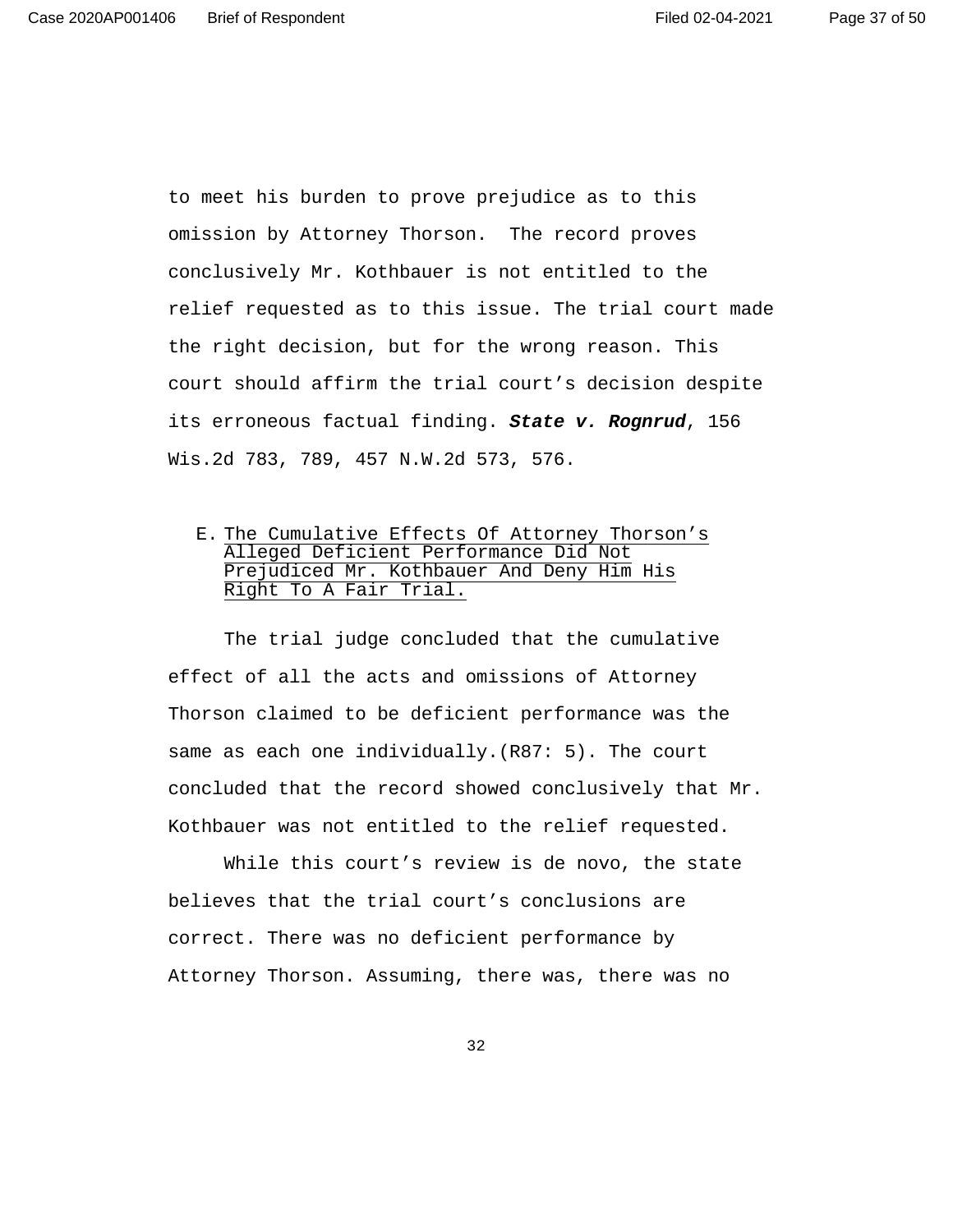to meet his burden to prove prejudice as to this omission by Attorney Thorson. The record proves conclusively Mr. Kothbauer is not entitled to the relief requested as to this issue. The trial court made the right decision, but for the wrong reason. This court should affirm the trial court's decision despite its erroneous factual finding. ***State v. Rognrud***, 156 Wis.2d 783, 789, 457 N.W.2d 573, 576.

E. <u>The Cumulative Effects Of Attorney Thorson's Alleged Deficient Performance Did Not Prejudiced Mr. Kothbauer And Deny Him His Right To A Fair Trial.</u>

The trial judge concluded that the cumulative effect of all the acts and omissions of Attorney Thorson claimed to be deficient performance was the same as each one individually.(R87: 5). The court concluded that the record showed conclusively that Mr. Kothbauer was not entitled to the relief requested.

While this court's review is de novo, the state believes that the trial court's conclusions are correct. There was no deficient performance by Attorney Thorson. Assuming, there was, there was no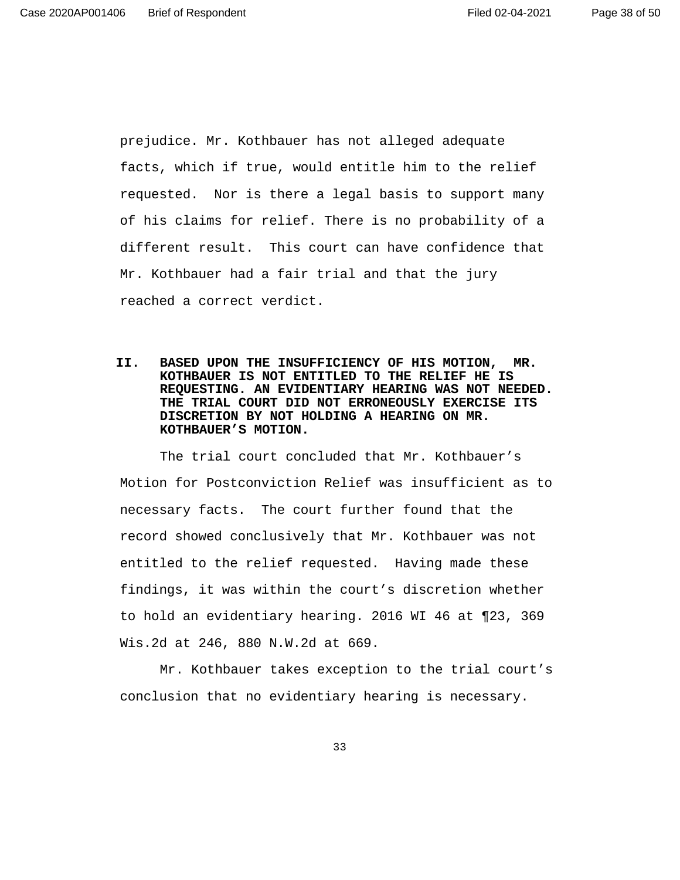prejudice. Mr. Kothbauer has not alleged adequate facts, which if true, would entitle him to the relief requested. Nor is there a legal basis to support many of his claims for relief. There is no probability of a different result. This court can have confidence that Mr. Kothbauer had a fair trial and that the jury reached a correct verdict.

## II. BASED UPON THE INSUFFICIENCY OF HIS MOTION, MR. KOTHBAUER IS NOT ENTITLED TO THE RELIEF HE IS REQUESTING. AN EVIDENTIARY HEARING WAS NOT NEEDED. THE TRIAL COURT DID NOT ERRONEOUSLY EXERCISE ITS DISCRETION BY NOT HOLDING A HEARING ON MR. KOTHBAUER'S MOTION.

The trial court concluded that Mr. Kothbauer's Motion for Postconviction Relief was insufficient as to necessary facts. The court further found that the record showed conclusively that Mr. Kothbauer was not entitled to the relief requested. Having made these findings, it was within the court's discretion whether to hold an evidentiary hearing. 2016 WI 46 at ¶23, 369 Wis.2d at 246, 880 N.W.2d at 669.

Mr. Kothbauer takes exception to the trial court's conclusion that no evidentiary hearing is necessary.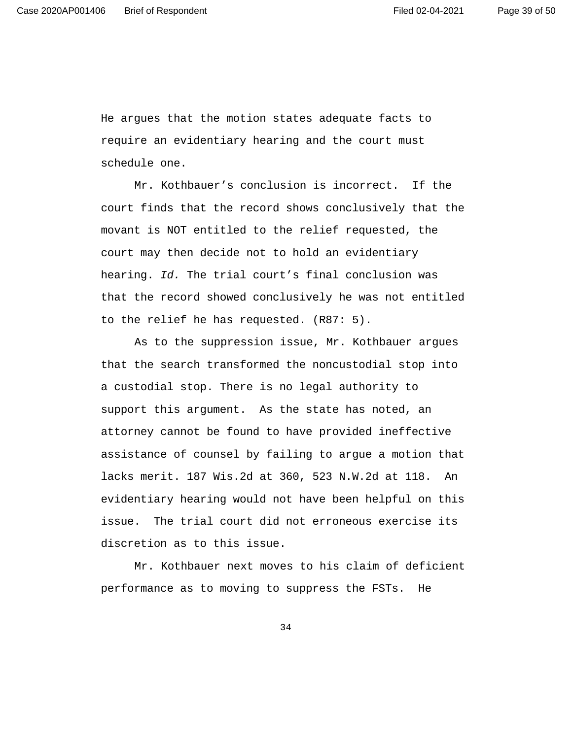He argues that the motion states adequate facts to require an evidentiary hearing and the court must schedule one.

Mr. Kothbauer's conclusion is incorrect. If the court finds that the record shows conclusively that the movant is NOT entitled to the relief requested, the court may then decide not to hold an evidentiary hearing. *Id.* The trial court's final conclusion was that the record showed conclusively he was not entitled to the relief he has requested. (R87: 5).

As to the suppression issue, Mr. Kothbauer argues that the search transformed the noncustodial stop into a custodial stop. There is no legal authority to support this argument. As the state has noted, an attorney cannot be found to have provided ineffective assistance of counsel by failing to argue a motion that lacks merit. 187 Wis.2d at 360, 523 N.W.2d at 118. An evidentiary hearing would not have been helpful on this issue. The trial court did not erroneous exercise its discretion as to this issue.

Mr. Kothbauer next moves to his claim of deficient performance as to moving to suppress the FSTs. He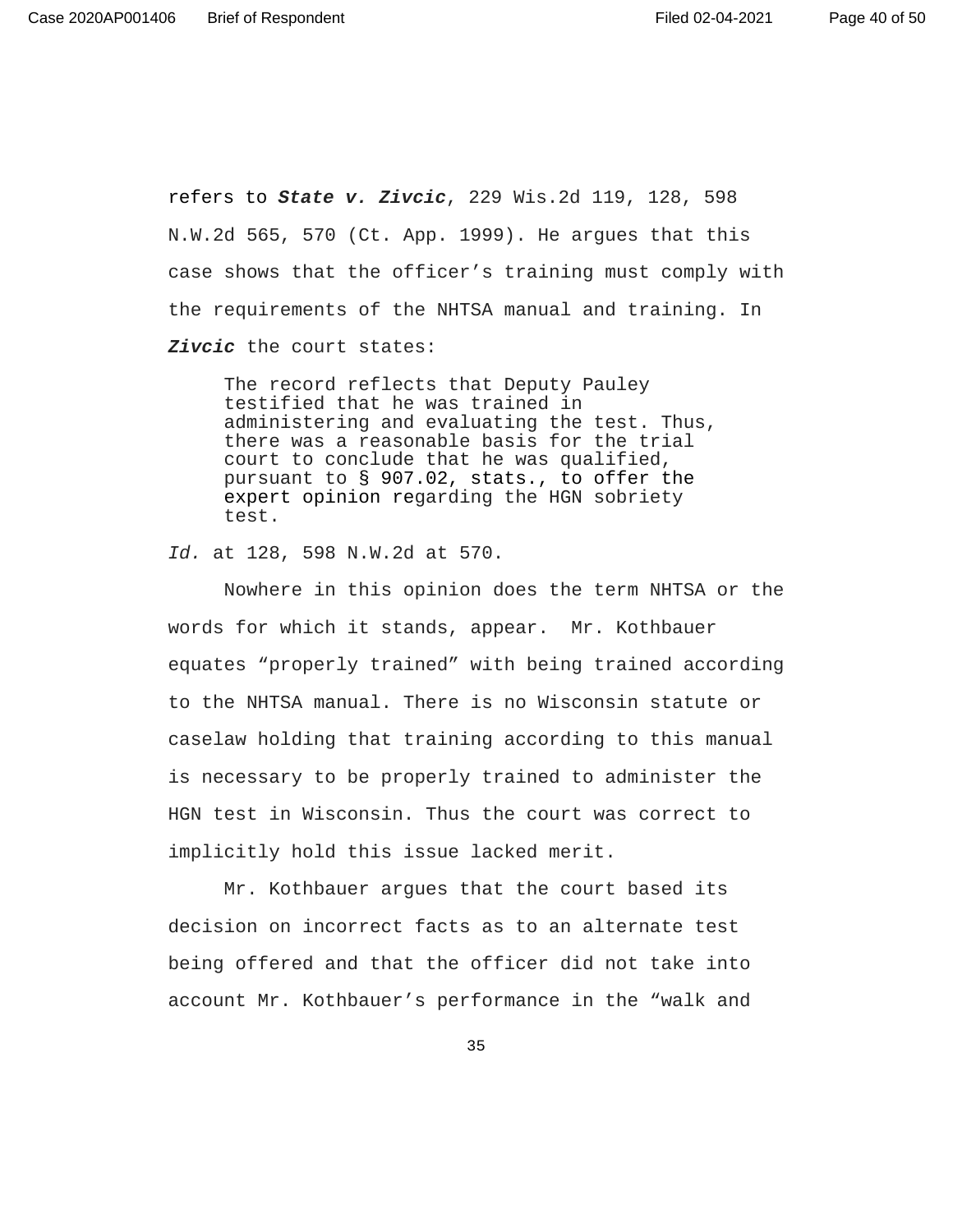refers to ***State v. Zivcic***, 229 Wis.2d 119, 128, 598 N.W.2d 565, 570 (Ct. App. 1999). He argues that this case shows that the officer's training must comply with the requirements of the NHTSA manual and training. In ***Zivcic*** the court states:

> The record reflects that Deputy Pauley testified that he was trained in administering and evaluating the test. Thus, there was a reasonable basis for the trial court to conclude that he was qualified, pursuant to § 907.02, stats., to offer the expert opinion regarding the HGN sobriety test.

*Id.* at 128, 598 N.W.2d at 570.

Nowhere in this opinion does the term NHTSA or the words for which it stands, appear. Mr. Kothbauer equates "properly trained" with being trained according to the NHTSA manual. There is no Wisconsin statute or caselaw holding that training according to this manual is necessary to be properly trained to administer the HGN test in Wisconsin. Thus the court was correct to implicitly hold this issue lacked merit.

Mr. Kothbauer argues that the court based its decision on incorrect facts as to an alternate test being offered and that the officer did not take into account Mr. Kothbauer's performance in the "walk and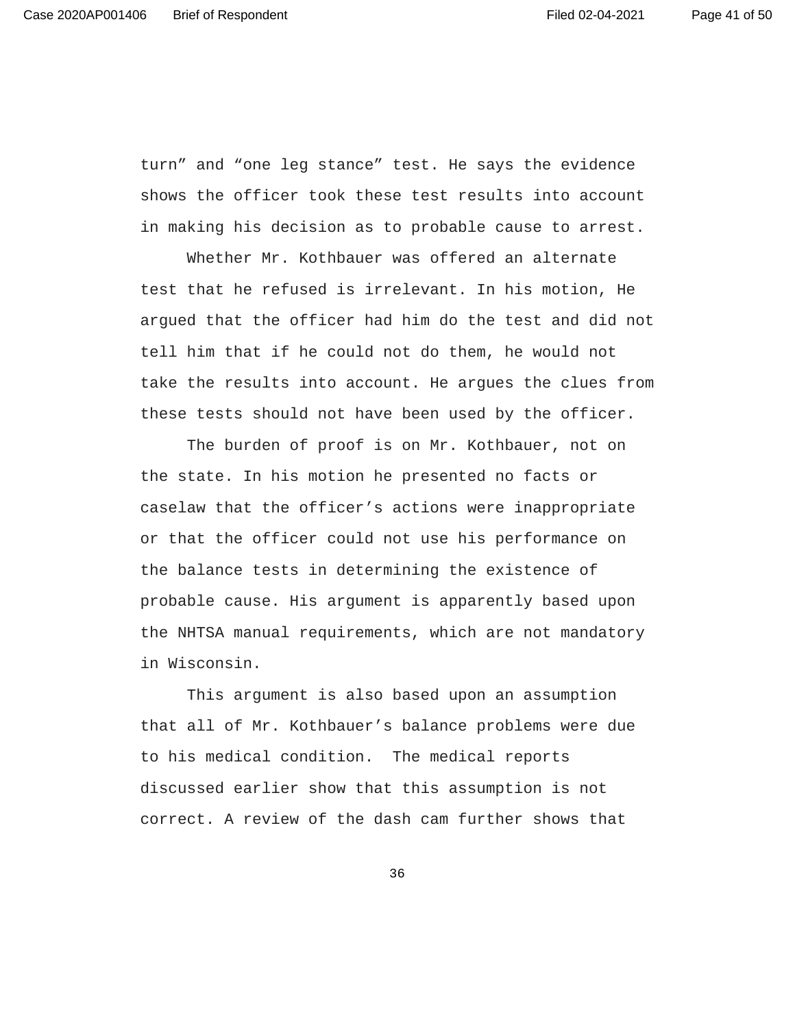turn” and “one leg stance” test. He says the evidence shows the officer took these test results into account in making his decision as to probable cause to arrest.

Whether Mr. Kothbauer was offered an alternate test that he refused is irrelevant. In his motion, He argued that the officer had him do the test and did not tell him that if he could not do them, he would not take the results into account. He argues the clues from these tests should not have been used by the officer.

The burden of proof is on Mr. Kothbauer, not on the state. In his motion he presented no facts or caselaw that the officer’s actions were inappropriate or that the officer could not use his performance on the balance tests in determining the existence of probable cause. His argument is apparently based upon the NHTSA manual requirements, which are not mandatory in Wisconsin.

This argument is also based upon an assumption that all of Mr. Kothbauer’s balance problems were due to his medical condition. The medical reports discussed earlier show that this assumption is not correct. A review of the dash cam further shows that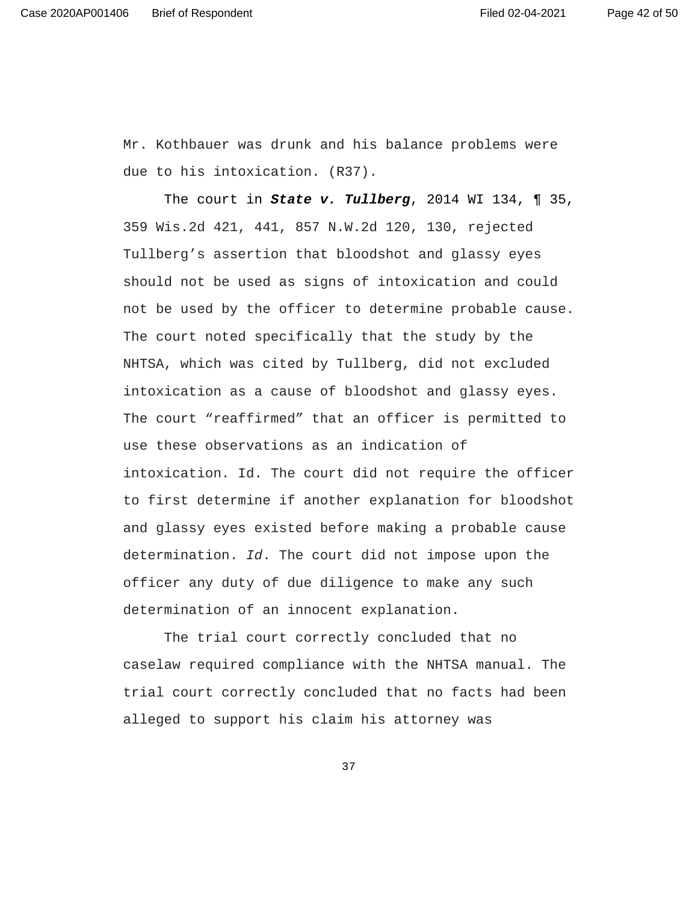Mr. Kothbauer was drunk and his balance problems were due to his intoxication. (R37).

The court in ***State v. Tullberg***, 2014 WI 134, ¶ 35, 359 Wis.2d 421, 441, 857 N.W.2d 120, 130, rejected Tullberg's assertion that bloodshot and glassy eyes should not be used as signs of intoxication and could not be used by the officer to determine probable cause. The court noted specifically that the study by the NHTSA, which was cited by Tullberg, did not excluded intoxication as a cause of bloodshot and glassy eyes. The court "reaffirmed" that an officer is permitted to use these observations as an indication of intoxication. Id. The court did not require the officer to first determine if another explanation for bloodshot and glassy eyes existed before making a probable cause determination. *Id*. The court did not impose upon the officer any duty of due diligence to make any such determination of an innocent explanation.

The trial court correctly concluded that no caselaw required compliance with the NHTSA manual. The trial court correctly concluded that no facts had been alleged to support his claim his attorney was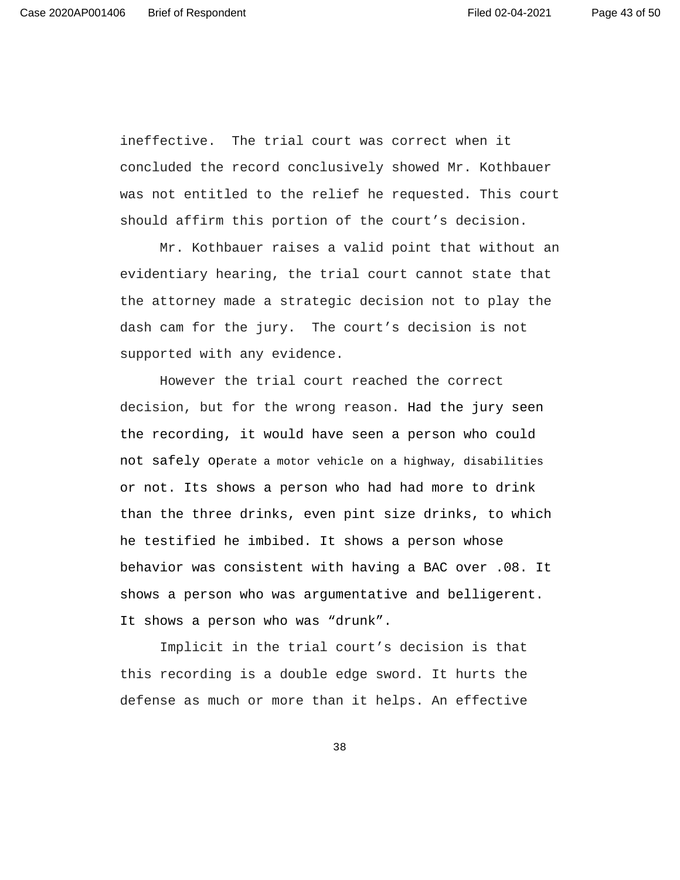ineffective. The trial court was correct when it concluded the record conclusively showed Mr. Kothbauer was not entitled to the relief he requested. This court should affirm this portion of the court's decision.

Mr. Kothbauer raises a valid point that without an evidentiary hearing, the trial court cannot state that the attorney made a strategic decision not to play the dash cam for the jury. The court's decision is not supported with any evidence.

However the trial court reached the correct decision, but for the wrong reason. Had the jury seen the recording, it would have seen a person who could not safely operate a motor vehicle on a highway, disabilities or not. Its shows a person who had had more to drink than the three drinks, even pint size drinks, to which he testified he imbibed. It shows a person whose behavior was consistent with having a BAC over .08. It shows a person who was argumentative and belligerent. It shows a person who was "drunk".

Implicit in the trial court's decision is that this recording is a double edge sword. It hurts the defense as much or more than it helps. An effective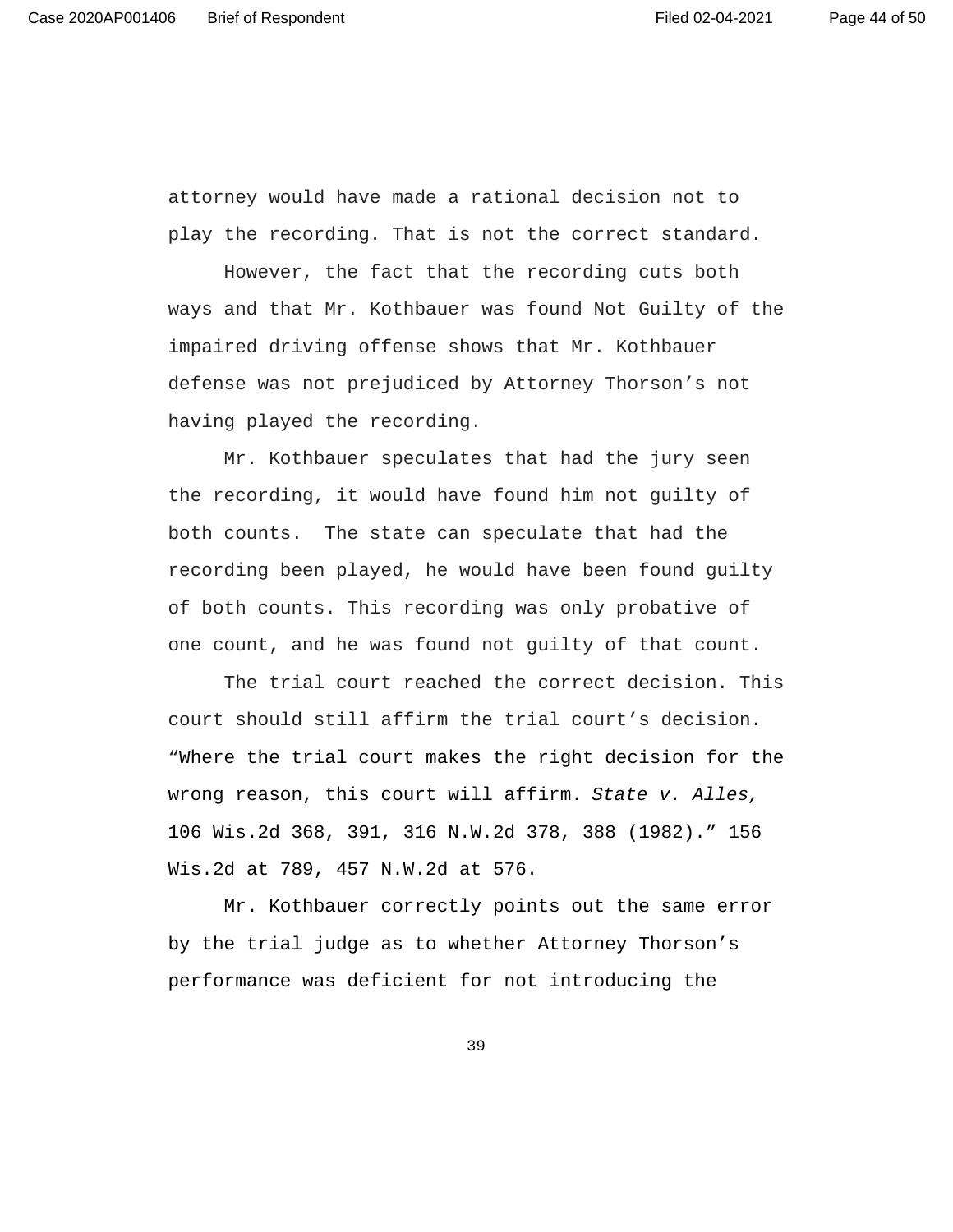attorney would have made a rational decision not to play the recording. That is not the correct standard.

However, the fact that the recording cuts both ways and that Mr. Kothbauer was found Not Guilty of the impaired driving offense shows that Mr. Kothbauer defense was not prejudiced by Attorney Thorson's not having played the recording.

Mr. Kothbauer speculates that had the jury seen the recording, it would have found him not guilty of both counts. The state can speculate that had the recording been played, he would have been found guilty of both counts. This recording was only probative of one count, and he was found not guilty of that count.

The trial court reached the correct decision. This court should still affirm the trial court's decision. "Where the trial court makes the right decision for the wrong reason, this court will affirm. *State v. Alles,* 106 Wis.2d 368, 391, 316 N.W.2d 378, 388 (1982)." 156 Wis.2d at 789, 457 N.W.2d at 576.

Mr. Kothbauer correctly points out the same error by the trial judge as to whether Attorney Thorson's performance was deficient for not introducing the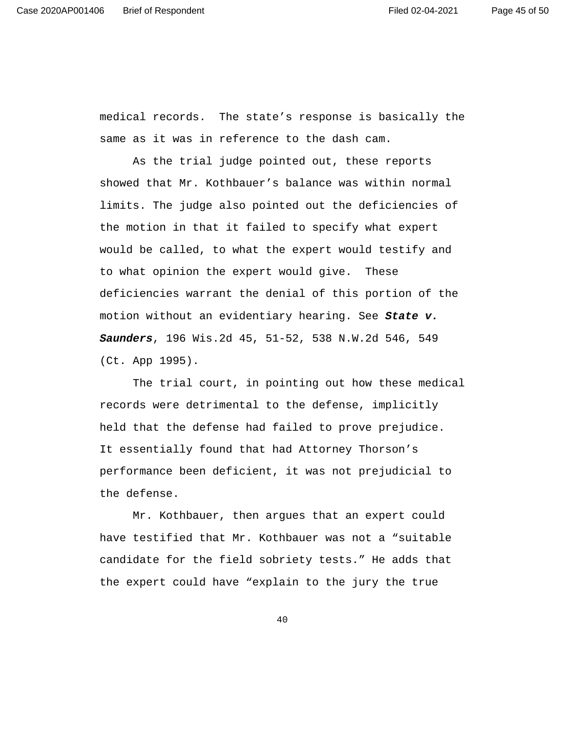medical records. The state's response is basically the same as it was in reference to the dash cam.

As the trial judge pointed out, these reports showed that Mr. Kothbauer's balance was within normal limits. The judge also pointed out the deficiencies of the motion in that it failed to specify what expert would be called, to what the expert would testify and to what opinion the expert would give. These deficiencies warrant the denial of this portion of the motion without an evidentiary hearing. See ***State v. Saunders***, 196 Wis.2d 45, 51-52, 538 N.W.2d 546, 549 (Ct. App 1995).

The trial court, in pointing out how these medical records were detrimental to the defense, implicitly held that the defense had failed to prove prejudice. It essentially found that had Attorney Thorson's performance been deficient, it was not prejudicial to the defense.

Mr. Kothbauer, then argues that an expert could have testified that Mr. Kothbauer was not a "suitable candidate for the field sobriety tests." He adds that the expert could have "explain to the jury the true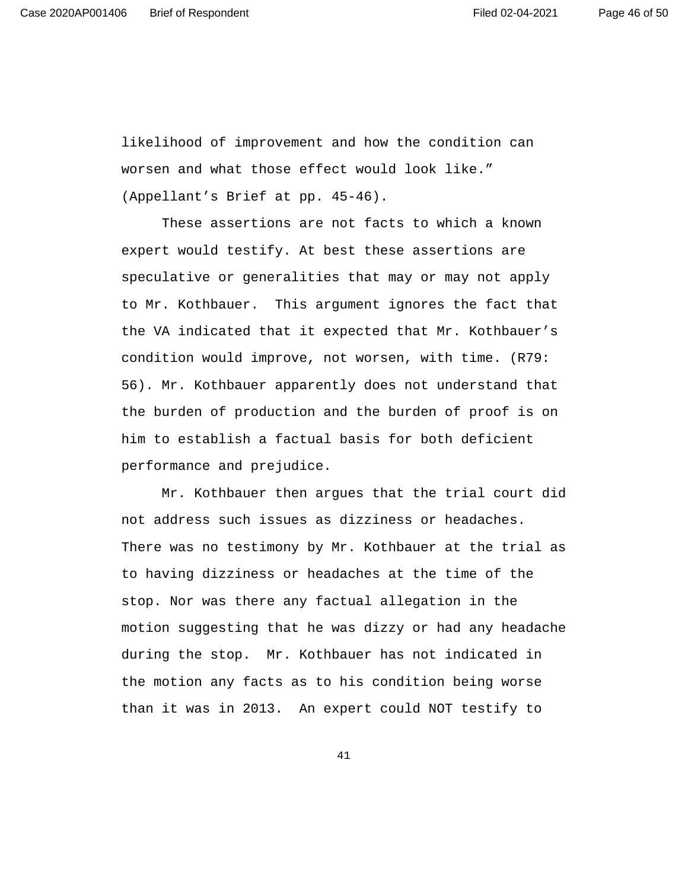likelihood of improvement and how the condition can worsen and what those effect would look like." (Appellant's Brief at pp. 45-46).

These assertions are not facts to which a known expert would testify. At best these assertions are speculative or generalities that may or may not apply to Mr. Kothbauer. This argument ignores the fact that the VA indicated that it expected that Mr. Kothbauer's condition would improve, not worsen, with time. (R79: 56). Mr. Kothbauer apparently does not understand that the burden of production and the burden of proof is on him to establish a factual basis for both deficient performance and prejudice.

Mr. Kothbauer then argues that the trial court did not address such issues as dizziness or headaches. There was no testimony by Mr. Kothbauer at the trial as to having dizziness or headaches at the time of the stop. Nor was there any factual allegation in the motion suggesting that he was dizzy or had any headache during the stop. Mr. Kothbauer has not indicated in the motion any facts as to his condition being worse than it was in 2013. An expert could NOT testify to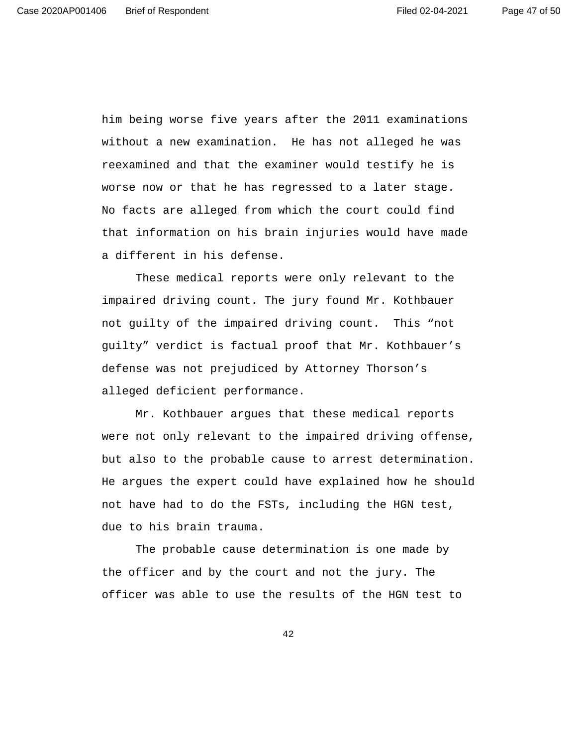him being worse five years after the 2011 examinations without a new examination. He has not alleged he was reexamined and that the examiner would testify he is worse now or that he has regressed to a later stage. No facts are alleged from which the court could find that information on his brain injuries would have made a different in his defense.

These medical reports were only relevant to the impaired driving count. The jury found Mr. Kothbauer not guilty of the impaired driving count. This “not guilty” verdict is factual proof that Mr. Kothbauer’s defense was not prejudiced by Attorney Thorson’s alleged deficient performance.

Mr. Kothbauer argues that these medical reports were not only relevant to the impaired driving offense, but also to the probable cause to arrest determination. He argues the expert could have explained how he should not have had to do the FSTs, including the HGN test, due to his brain trauma.

The probable cause determination is one made by the officer and by the court and not the jury. The officer was able to use the results of the HGN test to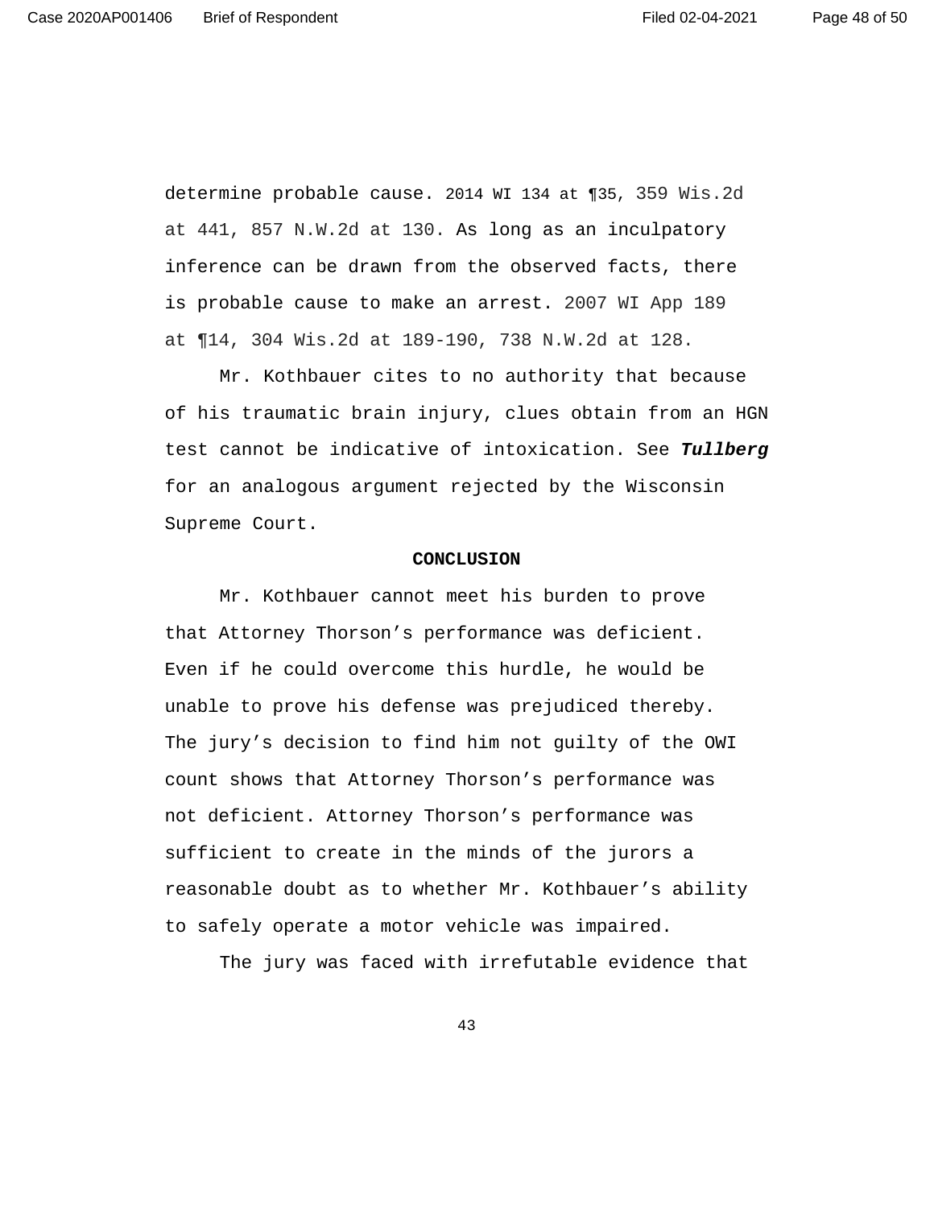determine probable cause. 2014 WI 134 at ¶35, 359 Wis.2d at 441, 857 N.W.2d at 130. As long as an inculpatory inference can be drawn from the observed facts, there is probable cause to make an arrest. 2007 WI App 189 at ¶14, 304 Wis.2d at 189-190, 738 N.W.2d at 128.

Mr. Kothbauer cites to no authority that because of his traumatic brain injury, clues obtain from an HGN test cannot be indicative of intoxication. See ***Tullberg*** for an analogous argument rejected by the Wisconsin Supreme Court.

**CONCLUSION**

Mr. Kothbauer cannot meet his burden to prove that Attorney Thorson's performance was deficient. Even if he could overcome this hurdle, he would be unable to prove his defense was prejudiced thereby. The jury's decision to find him not guilty of the OWI count shows that Attorney Thorson's performance was not deficient. Attorney Thorson's performance was sufficient to create in the minds of the jurors a reasonable doubt as to whether Mr. Kothbauer's ability to safely operate a motor vehicle was impaired.

The jury was faced with irrefutable evidence that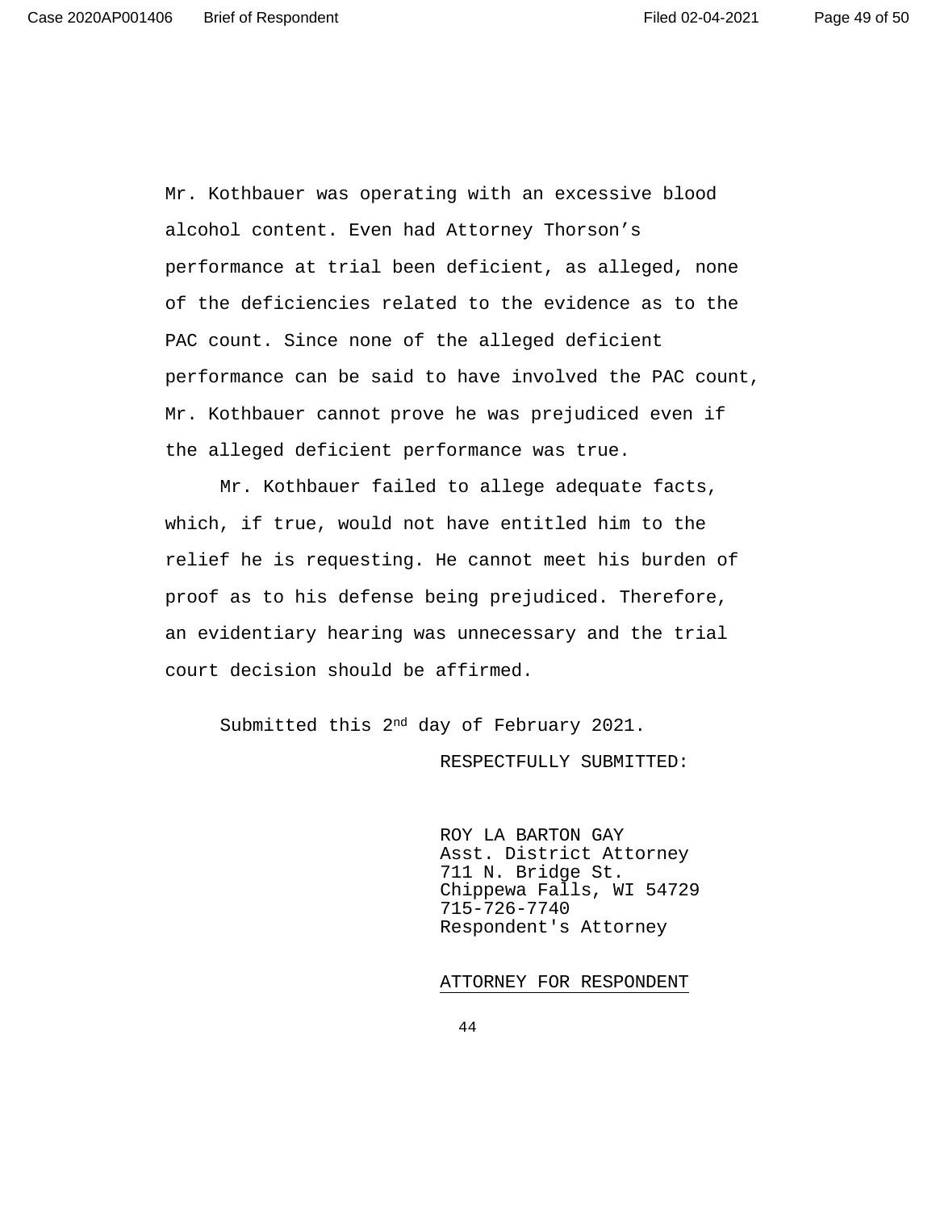Mr. Kothbauer was operating with an excessive blood alcohol content. Even had Attorney Thorson's performance at trial been deficient, as alleged, none of the deficiencies related to the evidence as to the PAC count. Since none of the alleged deficient performance can be said to have involved the PAC count, Mr. Kothbauer cannot prove he was prejudiced even if the alleged deficient performance was true.

Mr. Kothbauer failed to allege adequate facts, which, if true, would not have entitled him to the relief he is requesting. He cannot meet his burden of proof as to his defense being prejudiced. Therefore, an evidentiary hearing was unnecessary and the trial court decision should be affirmed.

Submitted this 2nd day of February 2021.

RESPECTFULLY SUBMITTED:

ROY LA BARTON GAY
Asst. District Attorney
711 N. Bridge St.
Chippewa Falls, WI 54729
715-726-7740
Respondent's Attorney

ATTORNEY FOR RESPONDENT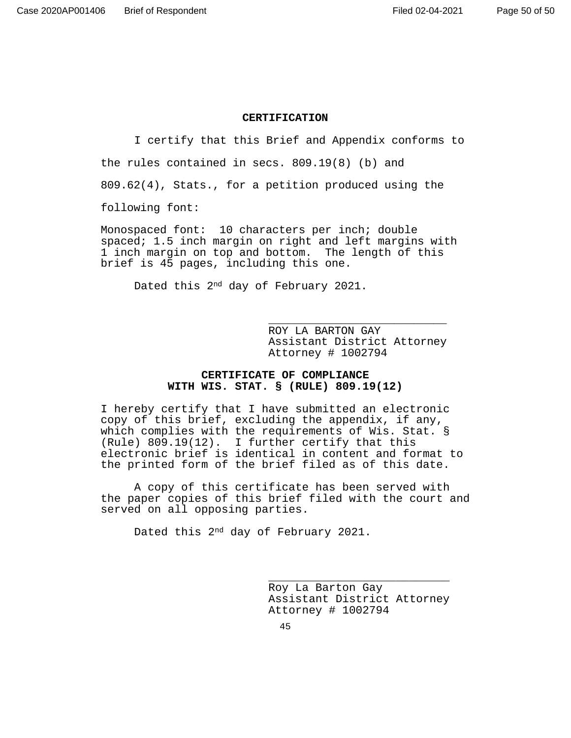**CERTIFICATION**

I certify that this Brief and Appendix conforms to the rules contained in secs. 809.19(8) (b) and 809.62(4), Stats., for a petition produced using the following font:

Monospaced font: 10 characters per inch; double spaced; 1.5 inch margin on right and left margins with 1 inch margin on top and bottom. The length of this brief is 45 pages, including this one.

Dated this 2nd day of February 2021.

\_\_\_\_\_\_\_\_\_\_\_\_\_\_\_\_\_\_\_\_\_\_\_\_\_\_\_
ROY LA BARTON GAY
Assistant District Attorney
Attorney # 1002794

**CERTIFICATE OF COMPLIANCE WITH WIS. STAT. § (RULE) 809.19(12)**

I hereby certify that I have submitted an electronic copy of this brief, excluding the appendix, if any, which complies with the requirements of Wis. Stat. § (Rule) 809.19(12). I further certify that this electronic brief is identical in content and format to the printed form of the brief filed as of this date.

A copy of this certificate has been served with the paper copies of this brief filed with the court and served on all opposing parties.

Dated this 2nd day of February 2021.

\_\_\_\_\_\_\_\_\_\_\_\_\_\_\_\_\_\_\_\_\_\_\_\_\_\_\_
Roy La Barton Gay
Assistant District Attorney
Attorney # 1002794